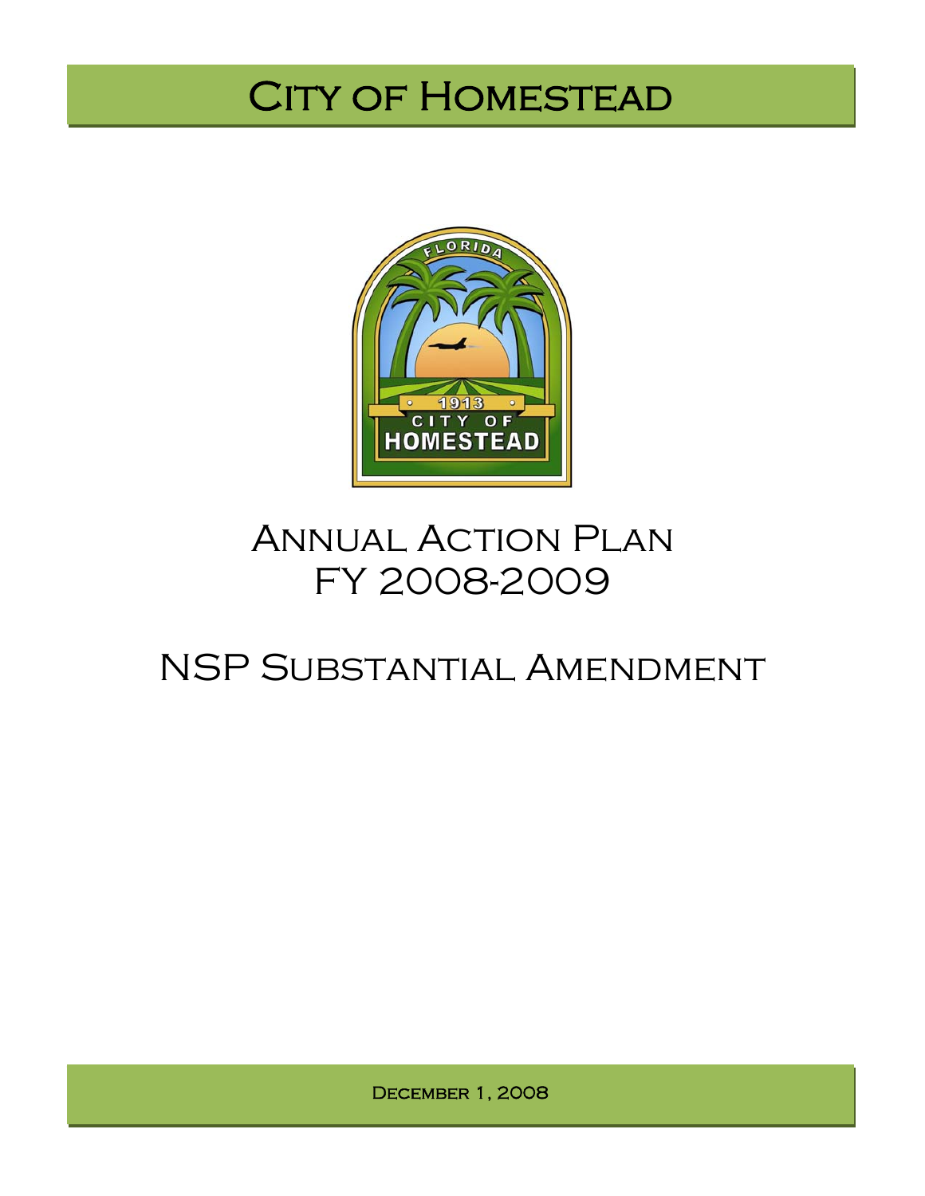# City of Homestead

# Annual Action Plan
# FY 2008-2009

# NSP Substantial Amendment

December 1, 2008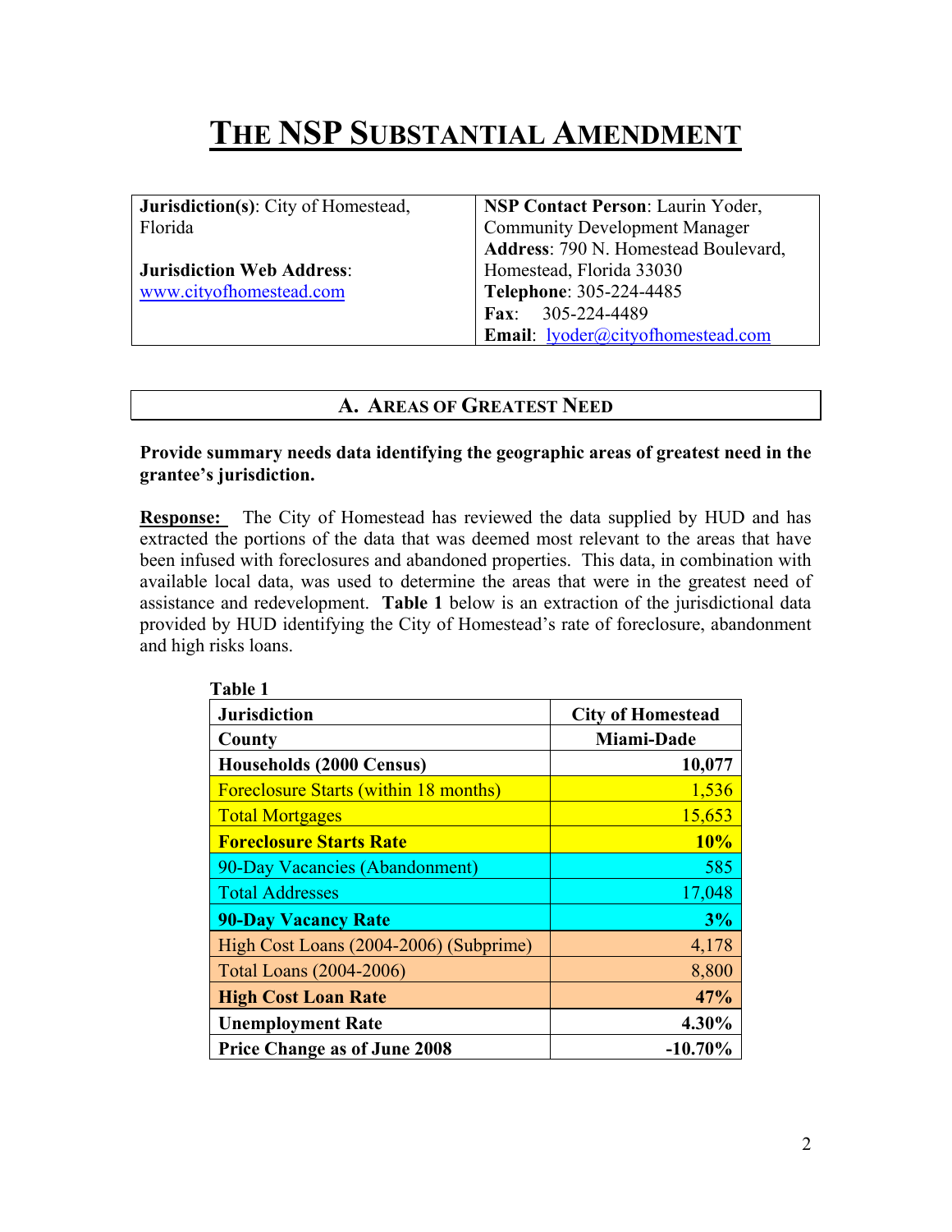# THE NSP SUBSTANTIAL AMENDMENT

| **Jurisdiction(s)**: City of Homestead, Florida<br><br>**Jurisdiction Web Address**: www.cityofhomestead.com | **NSP Contact Person**: Laurin Yoder, Community Development Manager<br>**Address**: 790 N. Homestead Boulevard, Homestead, Florida 33030<br>**Telephone**: 305-224-4485<br>**Fax**: 305-224-4489<br>**Email**: lyoder@cityofhomestead.com |
|---|---|

## A. AREAS OF GREATEST NEED

**Provide summary needs data identifying the geographic areas of greatest need in the grantee's jurisdiction.**

**Response:** The City of Homestead has reviewed the data supplied by HUD and has extracted the portions of the data that was deemed most relevant to the areas that have been infused with foreclosures and abandoned properties. This data, in combination with available local data, was used to determine the areas that were in the greatest need of assistance and redevelopment. **Table 1** below is an extraction of the jurisdictional data provided by HUD identifying the City of Homestead's rate of foreclosure, abandonment and high risks loans.

**Table 1**

| **Jurisdiction** | **City of Homestead** |
|---|---|
| **County** | **Miami-Dade** |
| **Households (2000 Census)** | **10,077** |
| Foreclosure Starts (within 18 months) | 1,536 |
| Total Mortgages | 15,653 |
| **Foreclosure Starts Rate** | **10%** |
| 90-Day Vacancies (Abandonment) | 585 |
| Total Addresses | 17,048 |
| **90-Day Vacancy Rate** | **3%** |
| High Cost Loans (2004-2006) (Subprime) | 4,178 |
| Total Loans (2004-2006) | 8,800 |
| **High Cost Loan Rate** | **47%** |
| **Unemployment Rate** | **4.30%** |
| **Price Change as of June 2008** | **-10.70%** |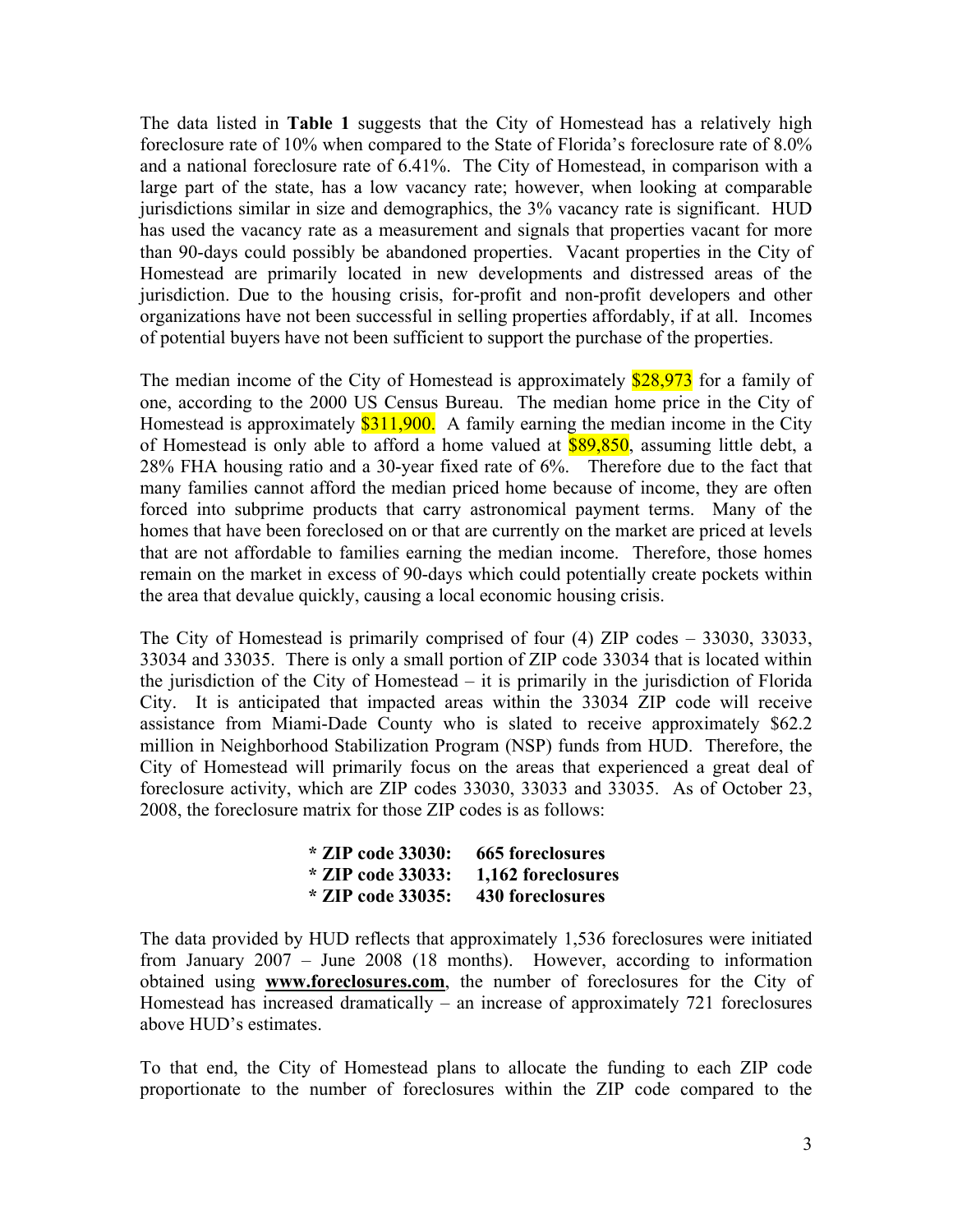The data listed in **Table 1** suggests that the City of Homestead has a relatively high foreclosure rate of 10% when compared to the State of Florida's foreclosure rate of 8.0% and a national foreclosure rate of 6.41%. The City of Homestead, in comparison with a large part of the state, has a low vacancy rate; however, when looking at comparable jurisdictions similar in size and demographics, the 3% vacancy rate is significant. HUD has used the vacancy rate as a measurement and signals that properties vacant for more than 90-days could possibly be abandoned properties. Vacant properties in the City of Homestead are primarily located in new developments and distressed areas of the jurisdiction. Due to the housing crisis, for-profit and non-profit developers and other organizations have not been successful in selling properties affordably, if at all. Incomes of potential buyers have not been sufficient to support the purchase of the properties.

The median income of the City of Homestead is approximately $28,973 for a family of one, according to the 2000 US Census Bureau. The median home price in the City of Homestead is approximately $311,900. A family earning the median income in the City of Homestead is only able to afford a home valued at $89,850, assuming little debt, a 28% FHA housing ratio and a 30-year fixed rate of 6%. Therefore due to the fact that many families cannot afford the median priced home because of income, they are often forced into subprime products that carry astronomical payment terms. Many of the homes that have been foreclosed on or that are currently on the market are priced at levels that are not affordable to families earning the median income. Therefore, those homes remain on the market in excess of 90-days which could potentially create pockets within the area that devalue quickly, causing a local economic housing crisis.

The City of Homestead is primarily comprised of four (4) ZIP codes – 33030, 33033, 33034 and 33035. There is only a small portion of ZIP code 33034 that is located within the jurisdiction of the City of Homestead – it is primarily in the jurisdiction of Florida City. It is anticipated that impacted areas within the 33034 ZIP code will receive assistance from Miami-Dade County who is slated to receive approximately $62.2 million in Neighborhood Stabilization Program (NSP) funds from HUD. Therefore, the City of Homestead will primarily focus on the areas that experienced a great deal of foreclosure activity, which are ZIP codes 33030, 33033 and 33035. As of October 23, 2008, the foreclosure matrix for those ZIP codes is as follows:

**\* ZIP code 33030: 665 foreclosures**
**\* ZIP code 33033: 1,162 foreclosures**
**\* ZIP code 33035: 430 foreclosures**

The data provided by HUD reflects that approximately 1,536 foreclosures were initiated from January 2007 – June 2008 (18 months). However, according to information obtained using **www.foreclosures.com**, the number of foreclosures for the City of Homestead has increased dramatically – an increase of approximately 721 foreclosures above HUD's estimates.

To that end, the City of Homestead plans to allocate the funding to each ZIP code proportionate to the number of foreclosures within the ZIP code compared to the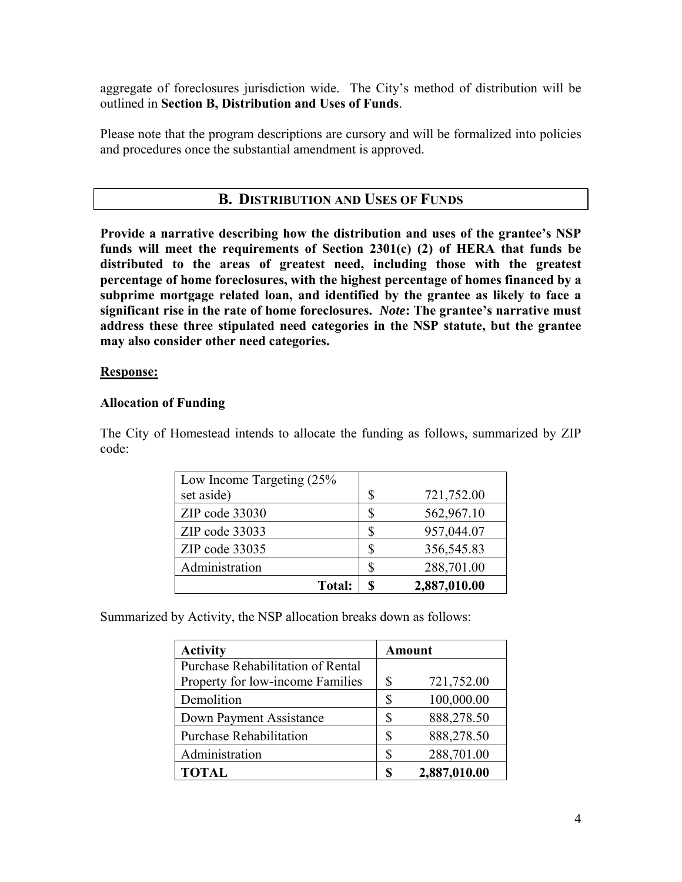aggregate of foreclosures jurisdiction wide. The City's method of distribution will be outlined in **Section B, Distribution and Uses of Funds**.

Please note that the program descriptions are cursory and will be formalized into policies and procedures once the substantial amendment is approved.

## B. DISTRIBUTION AND USES OF FUNDS

**Provide a narrative describing how the distribution and uses of the grantee's NSP funds will meet the requirements of Section 2301(c) (2) of HERA that funds be distributed to the areas of greatest need, including those with the greatest percentage of home foreclosures, with the highest percentage of homes financed by a subprime mortgage related loan, and identified by the grantee as likely to face a significant rise in the rate of home foreclosures. *Note*: The grantee's narrative must address these three stipulated need categories in the NSP statute, but the grantee may also consider other need categories.**

**Response:**

**Allocation of Funding**

The City of Homestead intends to allocate the funding as follows, summarized by ZIP code:

| | |
|---|---|
| Low Income Targeting (25% set aside) | $ 721,752.00 |
| ZIP code 33030 | $ 562,967.10 |
| ZIP code 33033 | $ 957,044.07 |
| ZIP code 33035 | $ 356,545.83 |
| Administration | $ 288,701.00 |
| **Total:** | **$ 2,887,010.00** |

Summarized by Activity, the NSP allocation breaks down as follows:

| **Activity** | **Amount** |
|---|---|
| Purchase Rehabilitation of Rental Property for low-income Families | $ 721,752.00 |
| Demolition | $ 100,000.00 |
| Down Payment Assistance | $ 888,278.50 |
| Purchase Rehabilitation | $ 888,278.50 |
| Administration | $ 288,701.00 |
| **TOTAL** | **$ 2,887,010.00** |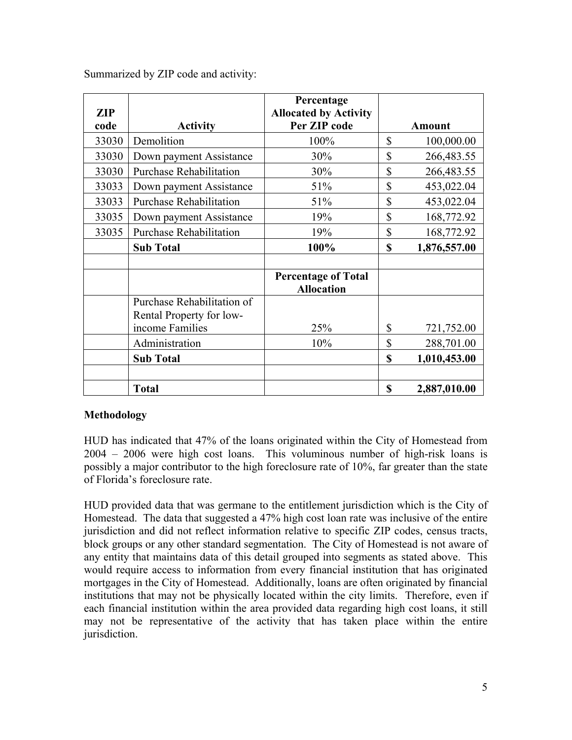Summarized by ZIP code and activity:

| ZIP code | Activity | Percentage Allocated by Activity Per ZIP code | Amount |
|---|---|---|---|
| 33030 | Demolition | 100% | $ 100,000.00 |
| 33030 | Down payment Assistance | 30% | $ 266,483.55 |
| 33030 | Purchase Rehabilitation | 30% | $ 266,483.55 |
| 33033 | Down payment Assistance | 51% | $ 453,022.04 |
| 33033 | Purchase Rehabilitation | 51% | $ 453,022.04 |
| 33035 | Down payment Assistance | 19% | $ 168,772.92 |
| 33035 | Purchase Rehabilitation | 19% | $ 168,772.92 |
| | **Sub Total** | **100%** | **$ 1,876,557.00** |
| | | | |
| | | **Percentage of Total Allocation** | |
| | Purchase Rehabilitation of Rental Property for low-income Families | 25% | $ 721,752.00 |
| | Administration | 10% | $ 288,701.00 |
| | **Sub Total** | | **$ 1,010,453.00** |
| | | | |
| | **Total** | | **$ 2,887,010.00** |

**Methodology**

HUD has indicated that 47% of the loans originated within the City of Homestead from 2004 – 2006 were high cost loans. This voluminous number of high-risk loans is possibly a major contributor to the high foreclosure rate of 10%, far greater than the state of Florida's foreclosure rate.

HUD provided data that was germane to the entitlement jurisdiction which is the City of Homestead. The data that suggested a 47% high cost loan rate was inclusive of the entire jurisdiction and did not reflect information relative to specific ZIP codes, census tracts, block groups or any other standard segmentation. The City of Homestead is not aware of any entity that maintains data of this detail grouped into segments as stated above. This would require access to information from every financial institution that has originated mortgages in the City of Homestead. Additionally, loans are often originated by financial institutions that may not be physically located within the city limits. Therefore, even if each financial institution within the area provided data regarding high cost loans, it still may not be representative of the activity that has taken place within the entire jurisdiction.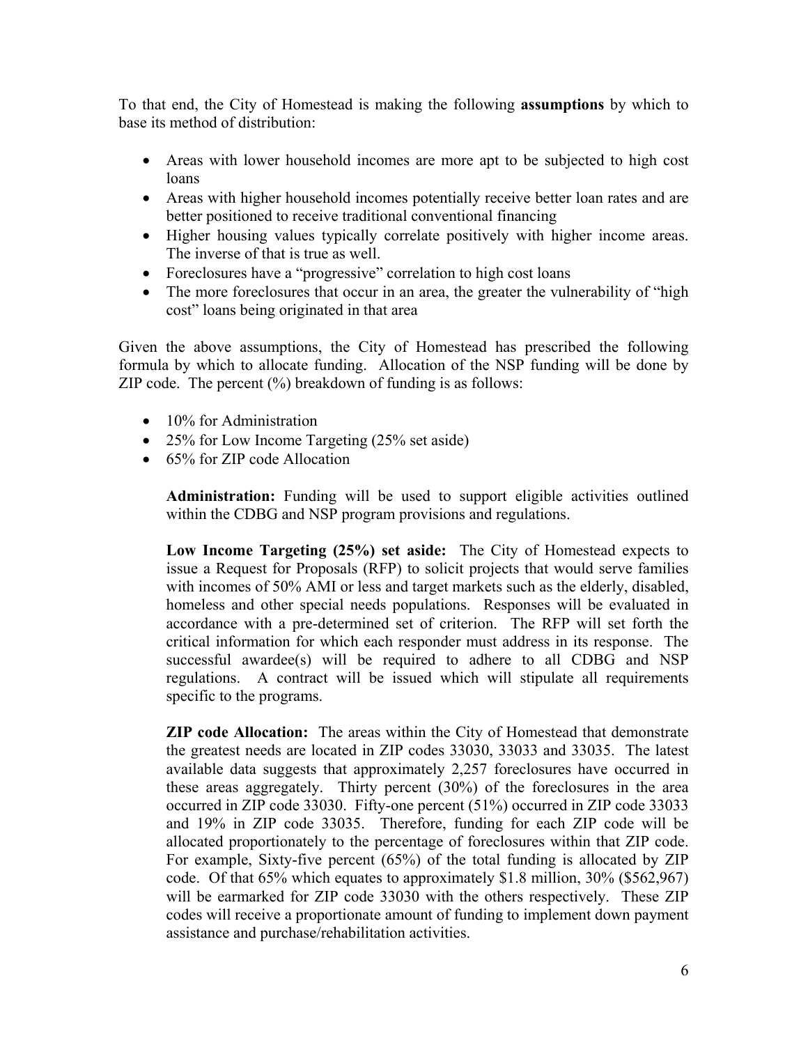To that end, the City of Homestead is making the following **assumptions** by which to base its method of distribution:

- Areas with lower household incomes are more apt to be subjected to high cost loans
- Areas with higher household incomes potentially receive better loan rates and are better positioned to receive traditional conventional financing
- Higher housing values typically correlate positively with higher income areas. The inverse of that is true as well.
- Foreclosures have a "progressive" correlation to high cost loans
- The more foreclosures that occur in an area, the greater the vulnerability of "high cost" loans being originated in that area

Given the above assumptions, the City of Homestead has prescribed the following formula by which to allocate funding. Allocation of the NSP funding will be done by ZIP code. The percent (%) breakdown of funding is as follows:

- 10% for Administration
- 25% for Low Income Targeting (25% set aside)
- 65% for ZIP code Allocation

**Administration:** Funding will be used to support eligible activities outlined within the CDBG and NSP program provisions and regulations.

**Low Income Targeting (25%) set aside:** The City of Homestead expects to issue a Request for Proposals (RFP) to solicit projects that would serve families with incomes of 50% AMI or less and target markets such as the elderly, disabled, homeless and other special needs populations. Responses will be evaluated in accordance with a pre-determined set of criterion. The RFP will set forth the critical information for which each responder must address in its response. The successful awardee(s) will be required to adhere to all CDBG and NSP regulations. A contract will be issued which will stipulate all requirements specific to the programs.

**ZIP code Allocation:** The areas within the City of Homestead that demonstrate the greatest needs are located in ZIP codes 33030, 33033 and 33035. The latest available data suggests that approximately 2,257 foreclosures have occurred in these areas aggregately. Thirty percent (30%) of the foreclosures in the area occurred in ZIP code 33030. Fifty-one percent (51%) occurred in ZIP code 33033 and 19% in ZIP code 33035. Therefore, funding for each ZIP code will be allocated proportionately to the percentage of foreclosures within that ZIP code. For example, Sixty-five percent (65%) of the total funding is allocated by ZIP code. Of that 65% which equates to approximately $1.8 million, 30% ($562,967) will be earmarked for ZIP code 33030 with the others respectively. These ZIP codes will receive a proportionate amount of funding to implement down payment assistance and purchase/rehabilitation activities.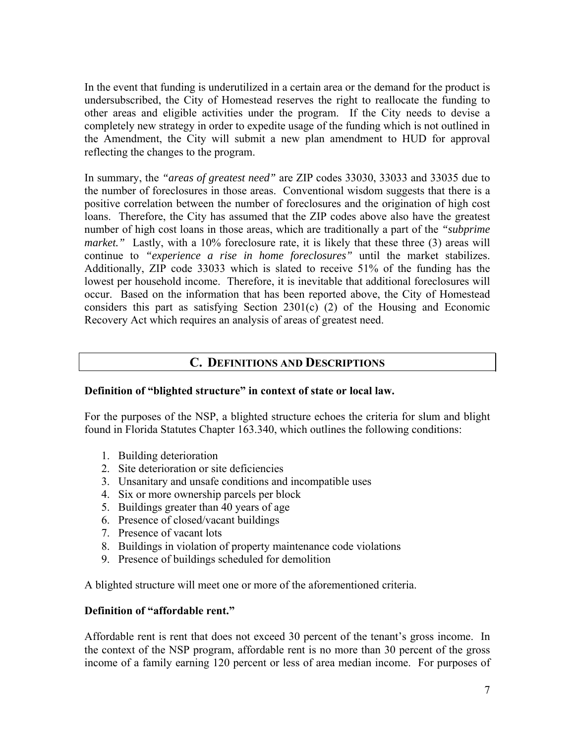In the event that funding is underutilized in a certain area or the demand for the product is undersubscribed, the City of Homestead reserves the right to reallocate the funding to other areas and eligible activities under the program. If the City needs to devise a completely new strategy in order to expedite usage of the funding which is not outlined in the Amendment, the City will submit a new plan amendment to HUD for approval reflecting the changes to the program.

In summary, the *"areas of greatest need"* are ZIP codes 33030, 33033 and 33035 due to the number of foreclosures in those areas. Conventional wisdom suggests that there is a positive correlation between the number of foreclosures and the origination of high cost loans. Therefore, the City has assumed that the ZIP codes above also have the greatest number of high cost loans in those areas, which are traditionally a part of the *"subprime market."* Lastly, with a 10% foreclosure rate, it is likely that these three (3) areas will continue to *"experience a rise in home foreclosures"* until the market stabilizes. Additionally, ZIP code 33033 which is slated to receive 51% of the funding has the lowest per household income. Therefore, it is inevitable that additional foreclosures will occur. Based on the information that has been reported above, the City of Homestead considers this part as satisfying Section 2301(c) (2) of the Housing and Economic Recovery Act which requires an analysis of areas of greatest need.

## C. DEFINITIONS AND DESCRIPTIONS

**Definition of "blighted structure" in context of state or local law.**

For the purposes of the NSP, a blighted structure echoes the criteria for slum and blight found in Florida Statutes Chapter 163.340, which outlines the following conditions:

1. Building deterioration
2. Site deterioration or site deficiencies
3. Unsanitary and unsafe conditions and incompatible uses
4. Six or more ownership parcels per block
5. Buildings greater than 40 years of age
6. Presence of closed/vacant buildings
7. Presence of vacant lots
8. Buildings in violation of property maintenance code violations
9. Presence of buildings scheduled for demolition

A blighted structure will meet one or more of the aforementioned criteria.

**Definition of "affordable rent."**

Affordable rent is rent that does not exceed 30 percent of the tenant's gross income. In the context of the NSP program, affordable rent is no more than 30 percent of the gross income of a family earning 120 percent or less of area median income. For purposes of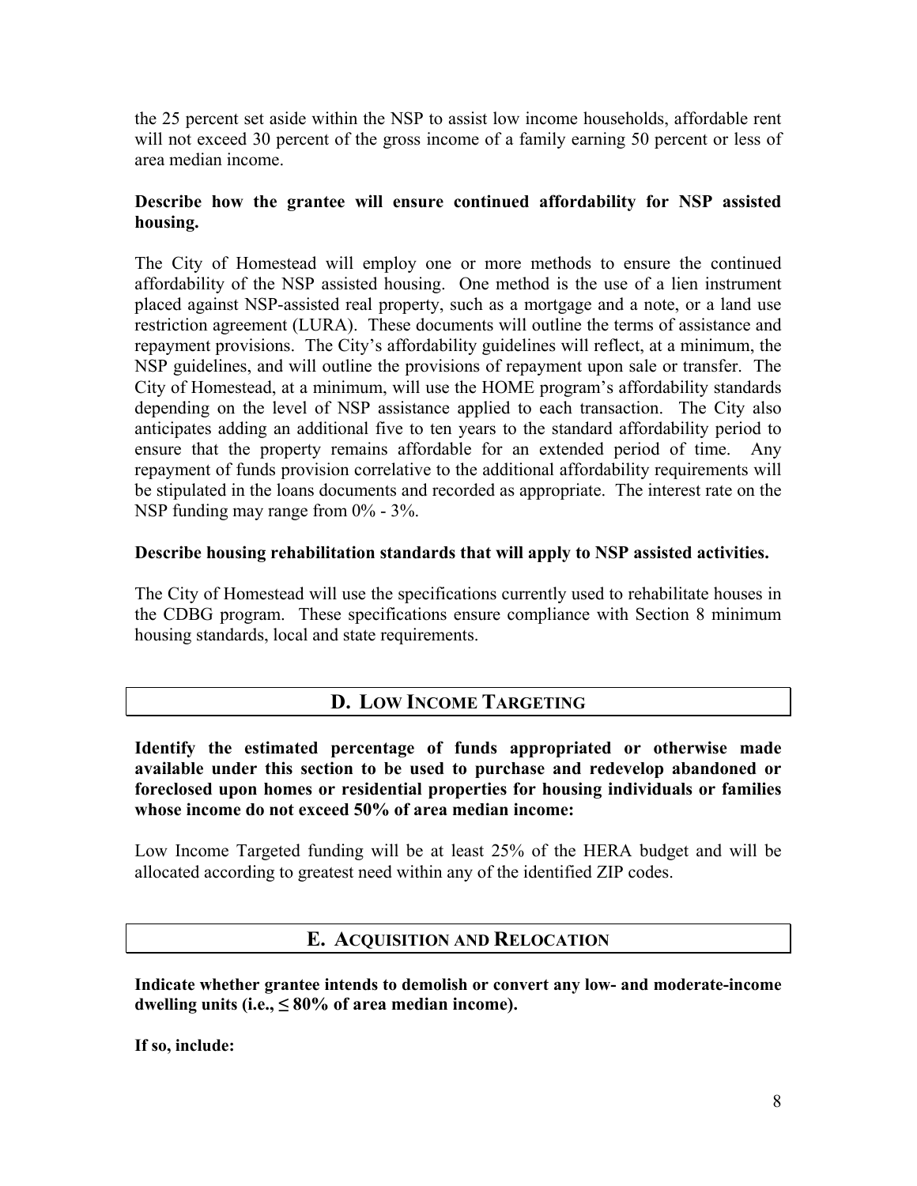the 25 percent set aside within the NSP to assist low income households, affordable rent will not exceed 30 percent of the gross income of a family earning 50 percent or less of area median income.

**Describe how the grantee will ensure continued affordability for NSP assisted housing.**

The City of Homestead will employ one or more methods to ensure the continued affordability of the NSP assisted housing. One method is the use of a lien instrument placed against NSP-assisted real property, such as a mortgage and a note, or a land use restriction agreement (LURA). These documents will outline the terms of assistance and repayment provisions. The City's affordability guidelines will reflect, at a minimum, the NSP guidelines, and will outline the provisions of repayment upon sale or transfer. The City of Homestead, at a minimum, will use the HOME program's affordability standards depending on the level of NSP assistance applied to each transaction. The City also anticipates adding an additional five to ten years to the standard affordability period to ensure that the property remains affordable for an extended period of time. Any repayment of funds provision correlative to the additional affordability requirements will be stipulated in the loans documents and recorded as appropriate. The interest rate on the NSP funding may range from 0% - 3%.

**Describe housing rehabilitation standards that will apply to NSP assisted activities.**

The City of Homestead will use the specifications currently used to rehabilitate houses in the CDBG program. These specifications ensure compliance with Section 8 minimum housing standards, local and state requirements.

## D. LOW INCOME TARGETING

**Identify the estimated percentage of funds appropriated or otherwise made available under this section to be used to purchase and redevelop abandoned or foreclosed upon homes or residential properties for housing individuals or families whose income do not exceed 50% of area median income:**

Low Income Targeted funding will be at least 25% of the HERA budget and will be allocated according to greatest need within any of the identified ZIP codes.

## E. ACQUISITION AND RELOCATION

**Indicate whether grantee intends to demolish or convert any low- and moderate-income dwelling units (i.e., ≤ 80% of area median income).**

**If so, include:**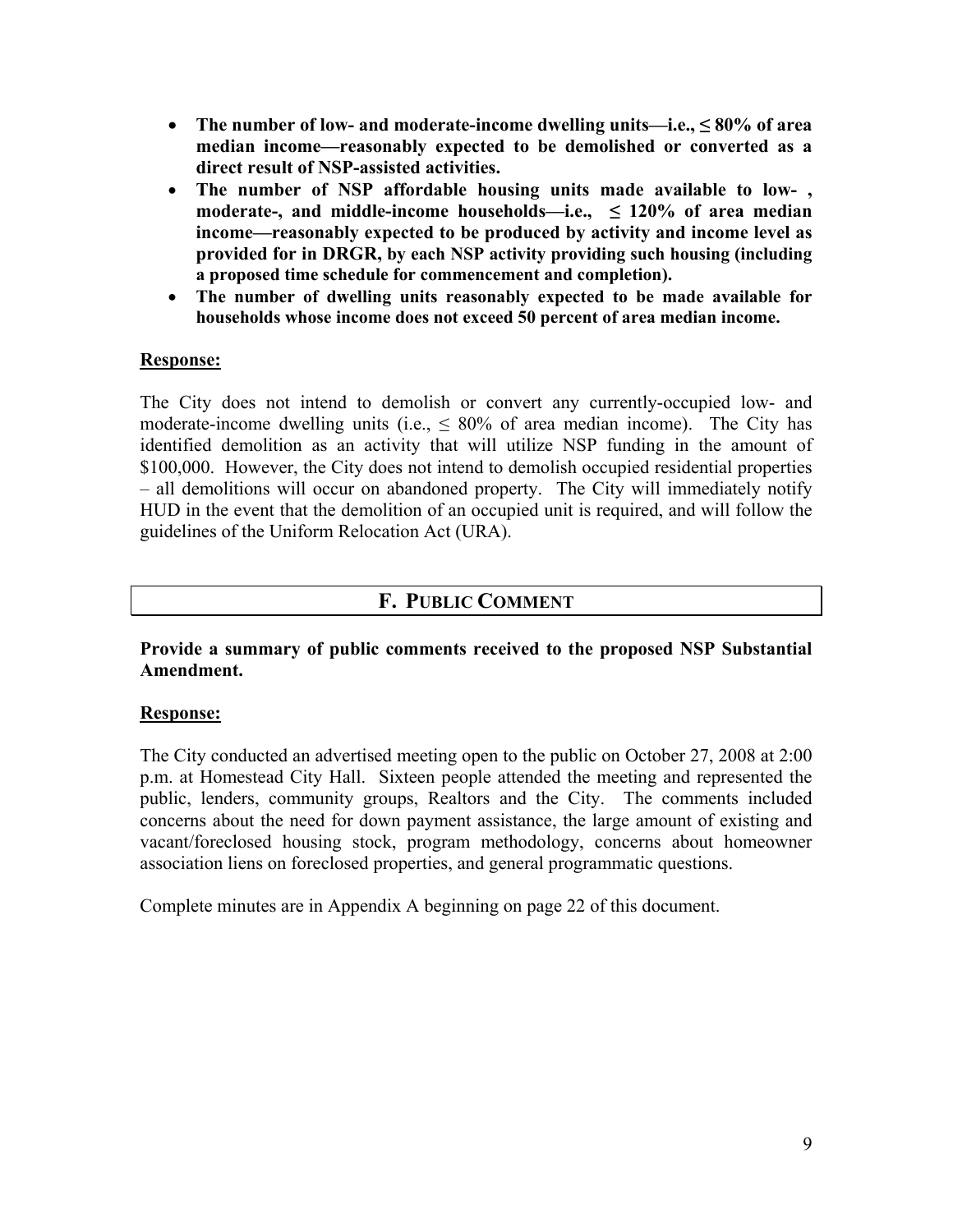- **The number of low- and moderate-income dwelling units—i.e., ≤ 80% of area median income—reasonably expected to be demolished or converted as a direct result of NSP-assisted activities.**
- **The number of NSP affordable housing units made available to low- , moderate-, and middle-income households—i.e., ≤ 120% of area median income—reasonably expected to be produced by activity and income level as provided for in DRGR, by each NSP activity providing such housing (including a proposed time schedule for commencement and completion).**
- **The number of dwelling units reasonably expected to be made available for households whose income does not exceed 50 percent of area median income.**

**<u>Response:</u>**

The City does not intend to demolish or convert any currently-occupied low- and moderate-income dwelling units (i.e., ≤ 80% of area median income). The City has identified demolition as an activity that will utilize NSP funding in the amount of $100,000. However, the City does not intend to demolish occupied residential properties – all demolitions will occur on abandoned property. The City will immediately notify HUD in the event that the demolition of an occupied unit is required, and will follow the guidelines of the Uniform Relocation Act (URA).

## F. PUBLIC COMMENT

**Provide a summary of public comments received to the proposed NSP Substantial Amendment.**

**<u>Response:</u>**

The City conducted an advertised meeting open to the public on October 27, 2008 at 2:00 p.m. at Homestead City Hall. Sixteen people attended the meeting and represented the public, lenders, community groups, Realtors and the City. The comments included concerns about the need for down payment assistance, the large amount of existing and vacant/foreclosed housing stock, program methodology, concerns about homeowner association liens on foreclosed properties, and general programmatic questions.

Complete minutes are in Appendix A beginning on page 22 of this document.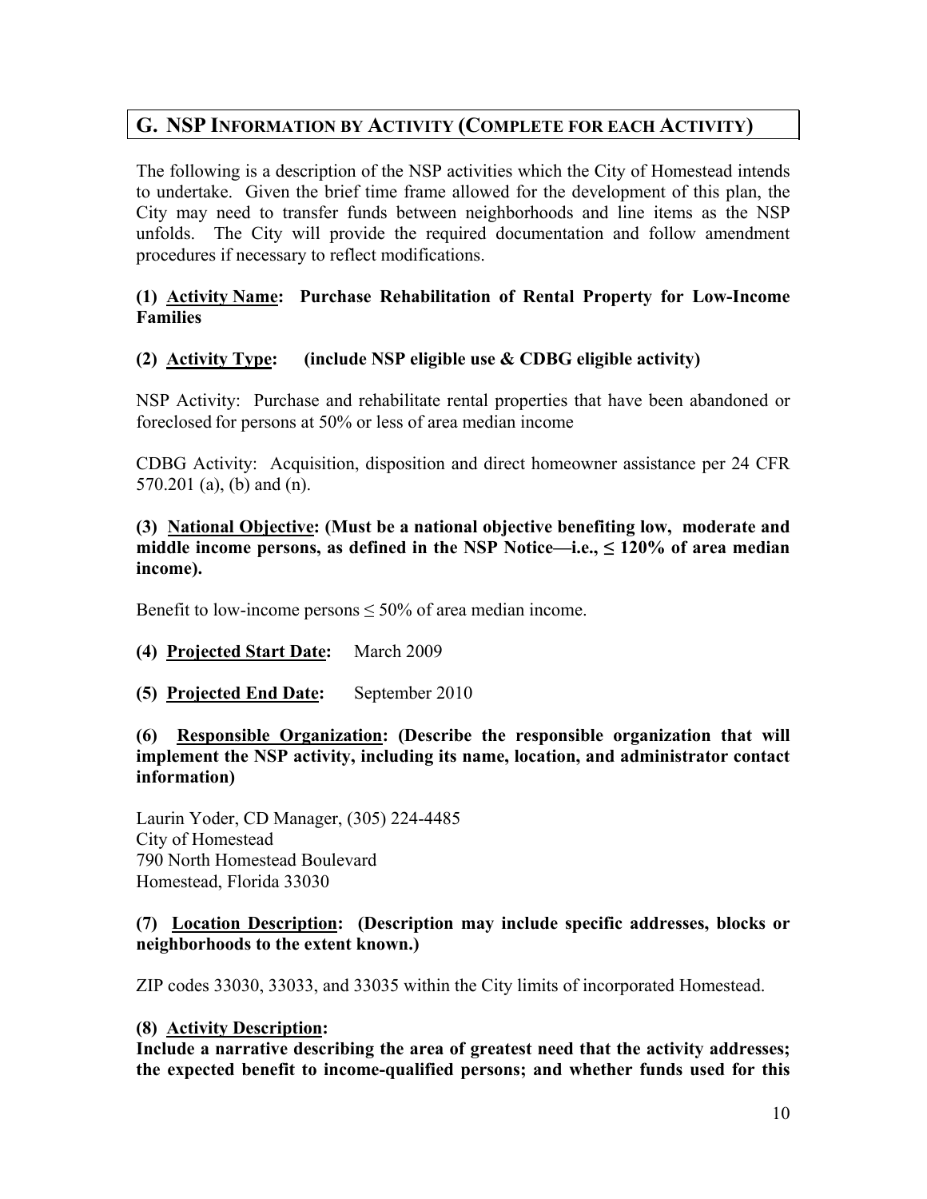## G. NSP INFORMATION BY ACTIVITY (COMPLETE FOR EACH ACTIVITY)

The following is a description of the NSP activities which the City of Homestead intends to undertake. Given the brief time frame allowed for the development of this plan, the City may need to transfer funds between neighborhoods and line items as the NSP unfolds. The City will provide the required documentation and follow amendment procedures if necessary to reflect modifications.

**(1) Activity Name: Purchase Rehabilitation of Rental Property for Low-Income Families**

**(2) Activity Type: (include NSP eligible use & CDBG eligible activity)**

NSP Activity: Purchase and rehabilitate rental properties that have been abandoned or foreclosed for persons at 50% or less of area median income

CDBG Activity: Acquisition, disposition and direct homeowner assistance per 24 CFR 570.201 (a), (b) and (n).

**(3) National Objective: (Must be a national objective benefiting low, moderate and middle income persons, as defined in the NSP Notice—i.e., ≤ 120% of area median income).**

Benefit to low-income persons ≤ 50% of area median income.

**(4) Projected Start Date:** March 2009

**(5) Projected End Date:** September 2010

**(6) Responsible Organization: (Describe the responsible organization that will implement the NSP activity, including its name, location, and administrator contact information)**

Laurin Yoder, CD Manager, (305) 224-4485
City of Homestead
790 North Homestead Boulevard
Homestead, Florida 33030

**(7) Location Description: (Description may include specific addresses, blocks or neighborhoods to the extent known.)**

ZIP codes 33030, 33033, and 33035 within the City limits of incorporated Homestead.

**(8) Activity Description:**
**Include a narrative describing the area of greatest need that the activity addresses; the expected benefit to income-qualified persons; and whether funds used for this**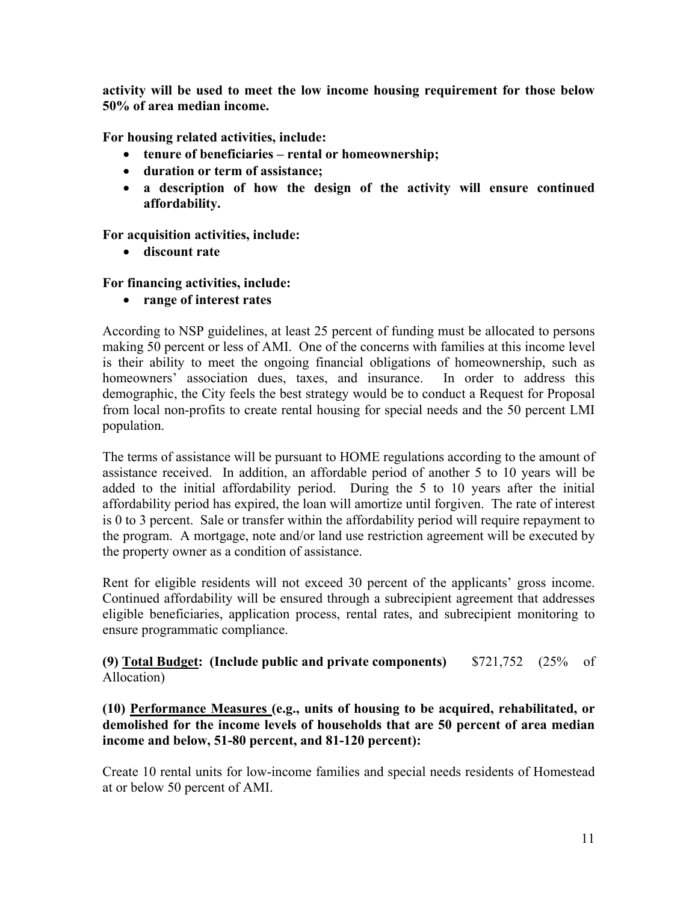**activity will be used to meet the low income housing requirement for those below 50% of area median income.**

**For housing related activities, include:**

- **tenure of beneficiaries – rental or homeownership;**
- **duration or term of assistance;**
- **a description of how the design of the activity will ensure continued affordability.**

**For acquisition activities, include:**

- **discount rate**

**For financing activities, include:**

- **range of interest rates**

According to NSP guidelines, at least 25 percent of funding must be allocated to persons making 50 percent or less of AMI. One of the concerns with families at this income level is their ability to meet the ongoing financial obligations of homeownership, such as homeowners' association dues, taxes, and insurance. In order to address this demographic, the City feels the best strategy would be to conduct a Request for Proposal from local non-profits to create rental housing for special needs and the 50 percent LMI population.

The terms of assistance will be pursuant to HOME regulations according to the amount of assistance received. In addition, an affordable period of another 5 to 10 years will be added to the initial affordability period. During the 5 to 10 years after the initial affordability period has expired, the loan will amortize until forgiven. The rate of interest is 0 to 3 percent. Sale or transfer within the affordability period will require repayment to the program. A mortgage, note and/or land use restriction agreement will be executed by the property owner as a condition of assistance.

Rent for eligible residents will not exceed 30 percent of the applicants' gross income. Continued affordability will be ensured through a subrecipient agreement that addresses eligible beneficiaries, application process, rental rates, and subrecipient monitoring to ensure programmatic compliance.

**(9) <u>Total Budget</u>: (Include public and private components)** $721,752 (25% of Allocation)

**(10) <u>Performance Measures</u> (e.g., units of housing to be acquired, rehabilitated, or demolished for the income levels of households that are 50 percent of area median income and below, 51-80 percent, and 81-120 percent):**

Create 10 rental units for low-income families and special needs residents of Homestead at or below 50 percent of AMI.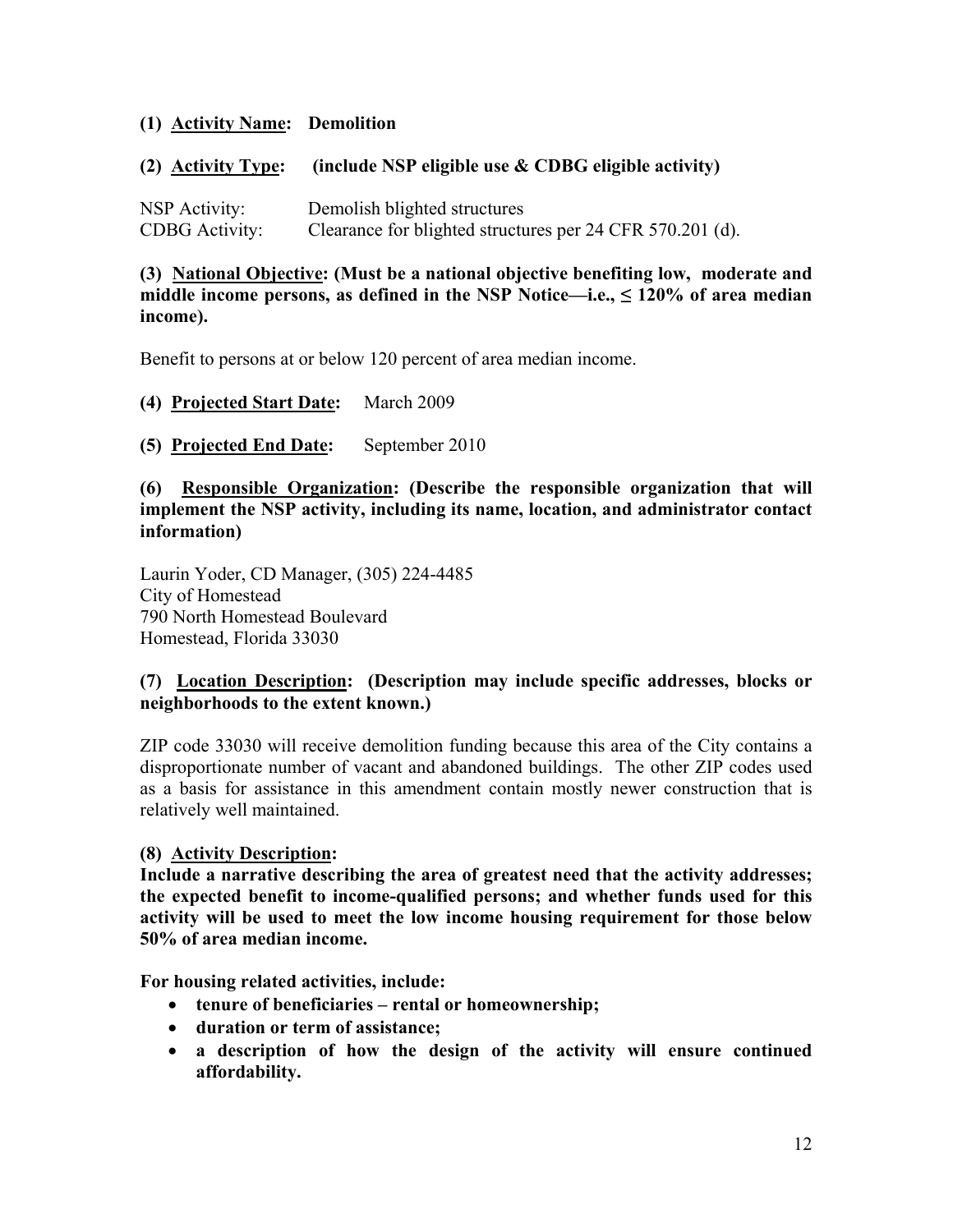**(1) <u>Activity Name</u>: Demolition**

**(2) <u>Activity Type</u>: (include NSP eligible use & CDBG eligible activity)**

NSP Activity: Demolish blighted structures
CDBG Activity: Clearance for blighted structures per 24 CFR 570.201 (d).

**(3) <u>National Objective</u>: (Must be a national objective benefiting low, moderate and middle income persons, as defined in the NSP Notice—i.e., ≤ 120% of area median income).**

Benefit to persons at or below 120 percent of area median income.

**(4) <u>Projected Start Date</u>:** March 2009

**(5) <u>Projected End Date</u>:** September 2010

**(6) <u>Responsible Organization</u>: (Describe the responsible organization that will implement the NSP activity, including its name, location, and administrator contact information)**

Laurin Yoder, CD Manager, (305) 224-4485
City of Homestead
790 North Homestead Boulevard
Homestead, Florida 33030

**(7) <u>Location Description</u>: (Description may include specific addresses, blocks or neighborhoods to the extent known.)**

ZIP code 33030 will receive demolition funding because this area of the City contains a disproportionate number of vacant and abandoned buildings. The other ZIP codes used as a basis for assistance in this amendment contain mostly newer construction that is relatively well maintained.

**(8) <u>Activity Description</u>:**
**Include a narrative describing the area of greatest need that the activity addresses; the expected benefit to income-qualified persons; and whether funds used for this activity will be used to meet the low income housing requirement for those below 50% of area median income.**

**For housing related activities, include:**

- **tenure of beneficiaries – rental or homeownership;**
- **duration or term of assistance;**
- **a description of how the design of the activity will ensure continued affordability.**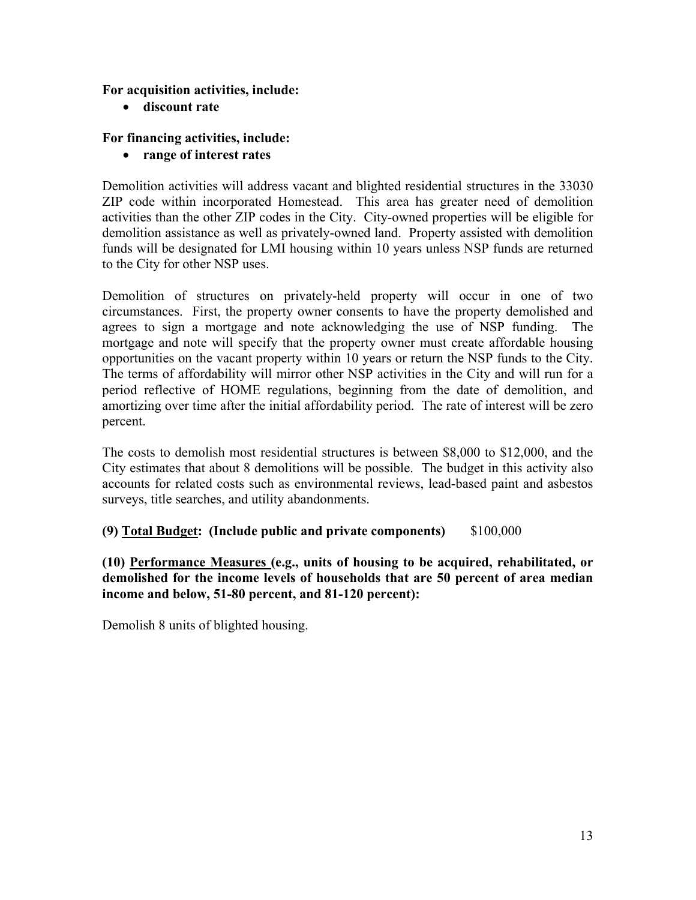**For acquisition activities, include:**

- **discount rate**

**For financing activities, include:**

- **range of interest rates**

Demolition activities will address vacant and blighted residential structures in the 33030 ZIP code within incorporated Homestead. This area has greater need of demolition activities than the other ZIP codes in the City. City-owned properties will be eligible for demolition assistance as well as privately-owned land. Property assisted with demolition funds will be designated for LMI housing within 10 years unless NSP funds are returned to the City for other NSP uses.

Demolition of structures on privately-held property will occur in one of two circumstances. First, the property owner consents to have the property demolished and agrees to sign a mortgage and note acknowledging the use of NSP funding. The mortgage and note will specify that the property owner must create affordable housing opportunities on the vacant property within 10 years or return the NSP funds to the City. The terms of affordability will mirror other NSP activities in the City and will run for a period reflective of HOME regulations, beginning from the date of demolition, and amortizing over time after the initial affordability period. The rate of interest will be zero percent.

The costs to demolish most residential structures is between \$8,000 to \$12,000, and the City estimates that about 8 demolitions will be possible. The budget in this activity also accounts for related costs such as environmental reviews, lead-based paint and asbestos surveys, title searches, and utility abandonments.

**(9) <u>Total Budget</u>: (Include public and private components)** \$100,000

**(10) <u>Performance Measures</u> (e.g., units of housing to be acquired, rehabilitated, or demolished for the income levels of households that are 50 percent of area median income and below, 51-80 percent, and 81-120 percent):**

Demolish 8 units of blighted housing.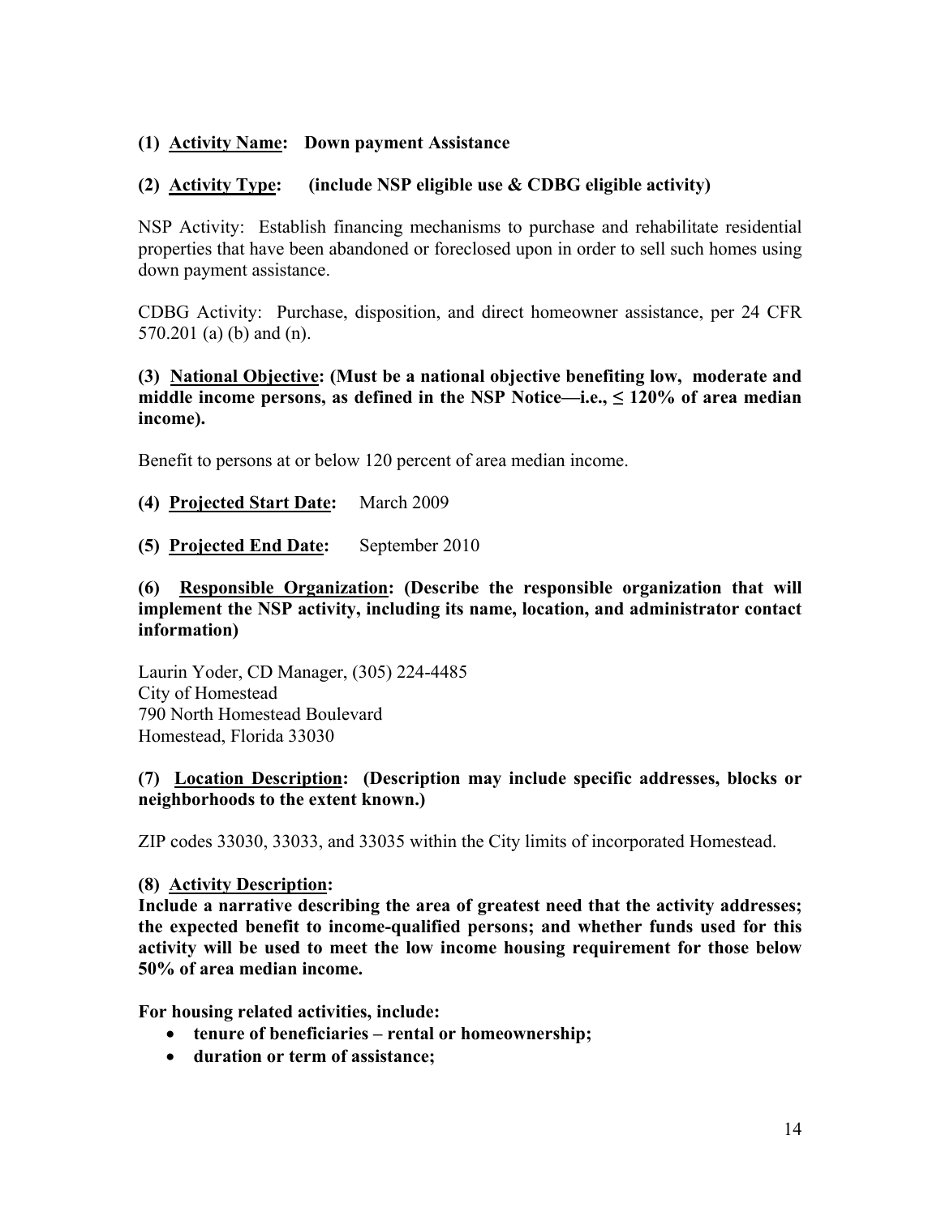**(1) Activity Name: Down payment Assistance**

**(2) Activity Type: (include NSP eligible use & CDBG eligible activity)**

NSP Activity: Establish financing mechanisms to purchase and rehabilitate residential properties that have been abandoned or foreclosed upon in order to sell such homes using down payment assistance.

CDBG Activity: Purchase, disposition, and direct homeowner assistance, per 24 CFR 570.201 (a) (b) and (n).

**(3) National Objective: (Must be a national objective benefiting low, moderate and middle income persons, as defined in the NSP Notice—i.e., ≤ 120% of area median income).**

Benefit to persons at or below 120 percent of area median income.

**(4) Projected Start Date:** March 2009

**(5) Projected End Date:** September 2010

**(6) Responsible Organization: (Describe the responsible organization that will implement the NSP activity, including its name, location, and administrator contact information)**

Laurin Yoder, CD Manager, (305) 224-4485
City of Homestead
790 North Homestead Boulevard
Homestead, Florida 33030

**(7) Location Description: (Description may include specific addresses, blocks or neighborhoods to the extent known.)**

ZIP codes 33030, 33033, and 33035 within the City limits of incorporated Homestead.

**(8) Activity Description:**
**Include a narrative describing the area of greatest need that the activity addresses; the expected benefit to income-qualified persons; and whether funds used for this activity will be used to meet the low income housing requirement for those below 50% of area median income.**

**For housing related activities, include:**

- **tenure of beneficiaries – rental or homeownership;**
- **duration or term of assistance;**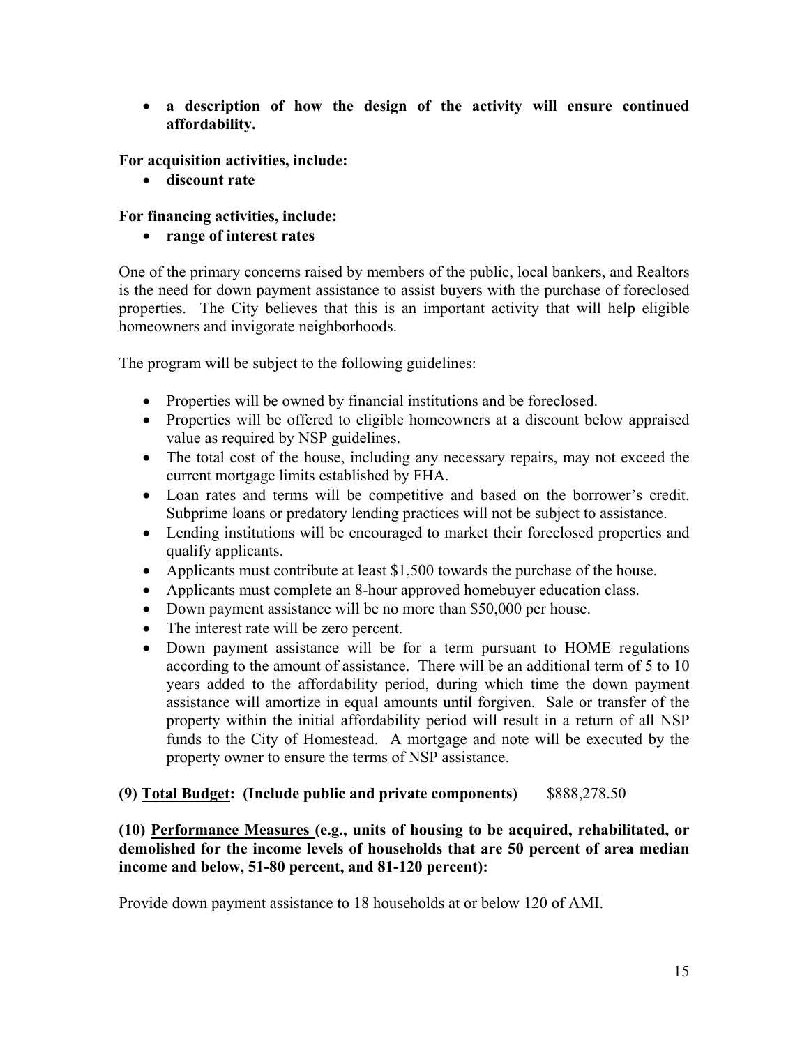- **a description of how the design of the activity will ensure continued affordability.**

**For acquisition activities, include:**

- **discount rate**

**For financing activities, include:**

- **range of interest rates**

One of the primary concerns raised by members of the public, local bankers, and Realtors is the need for down payment assistance to assist buyers with the purchase of foreclosed properties. The City believes that this is an important activity that will help eligible homeowners and invigorate neighborhoods.

The program will be subject to the following guidelines:

- Properties will be owned by financial institutions and be foreclosed.
- Properties will be offered to eligible homeowners at a discount below appraised value as required by NSP guidelines.
- The total cost of the house, including any necessary repairs, may not exceed the current mortgage limits established by FHA.
- Loan rates and terms will be competitive and based on the borrower's credit. Subprime loans or predatory lending practices will not be subject to assistance.
- Lending institutions will be encouraged to market their foreclosed properties and qualify applicants.
- Applicants must contribute at least $1,500 towards the purchase of the house.
- Applicants must complete an 8-hour approved homebuyer education class.
- Down payment assistance will be no more than $50,000 per house.
- The interest rate will be zero percent.
- Down payment assistance will be for a term pursuant to HOME regulations according to the amount of assistance. There will be an additional term of 5 to 10 years added to the affordability period, during which time the down payment assistance will amortize in equal amounts until forgiven. Sale or transfer of the property within the initial affordability period will result in a return of all NSP funds to the City of Homestead. A mortgage and note will be executed by the property owner to ensure the terms of NSP assistance.

**(9) <u>Total Budget</u>: (Include public and private components)** $888,278.50

**(10) <u>Performance Measures</u> (e.g., units of housing to be acquired, rehabilitated, or demolished for the income levels of households that are 50 percent of area median income and below, 51-80 percent, and 81-120 percent):**

Provide down payment assistance to 18 households at or below 120 of AMI.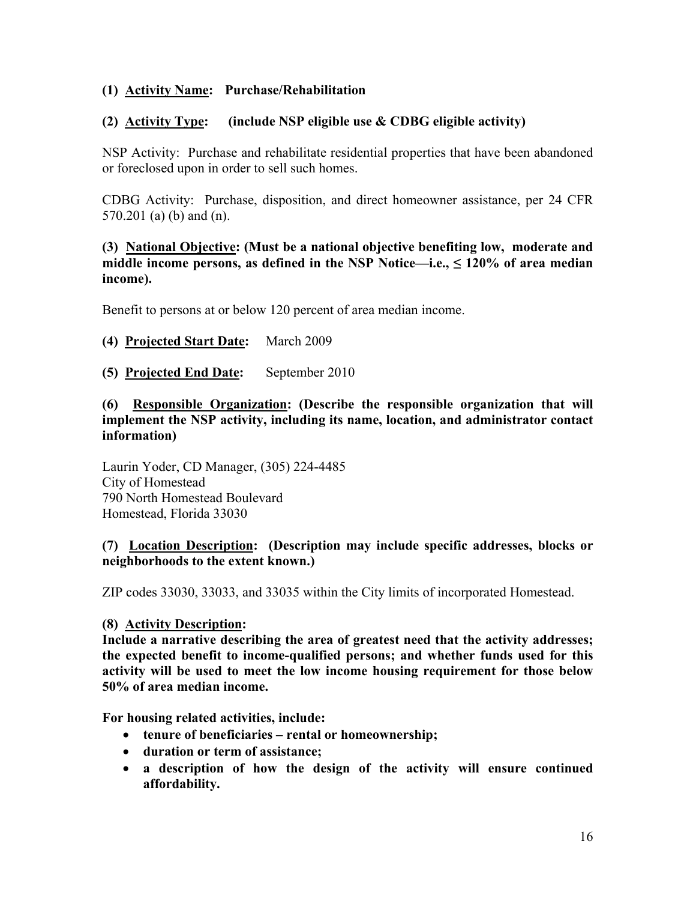**(1) Activity Name: Purchase/Rehabilitation**

**(2) Activity Type: (include NSP eligible use & CDBG eligible activity)**

NSP Activity: Purchase and rehabilitate residential properties that have been abandoned or foreclosed upon in order to sell such homes.

CDBG Activity: Purchase, disposition, and direct homeowner assistance, per 24 CFR 570.201 (a) (b) and (n).

**(3) National Objective: (Must be a national objective benefiting low, moderate and middle income persons, as defined in the NSP Notice—i.e., ≤ 120% of area median income).**

Benefit to persons at or below 120 percent of area median income.

**(4) Projected Start Date:** March 2009

**(5) Projected End Date:** September 2010

**(6) Responsible Organization: (Describe the responsible organization that will implement the NSP activity, including its name, location, and administrator contact information)**

Laurin Yoder, CD Manager, (305) 224-4485
City of Homestead
790 North Homestead Boulevard
Homestead, Florida 33030

**(7) Location Description: (Description may include specific addresses, blocks or neighborhoods to the extent known.)**

ZIP codes 33030, 33033, and 33035 within the City limits of incorporated Homestead.

**(8) Activity Description:**

**Include a narrative describing the area of greatest need that the activity addresses; the expected benefit to income-qualified persons; and whether funds used for this activity will be used to meet the low income housing requirement for those below 50% of area median income.**

**For housing related activities, include:**

- **tenure of beneficiaries – rental or homeownership;**
- **duration or term of assistance;**
- **a description of how the design of the activity will ensure continued affordability.**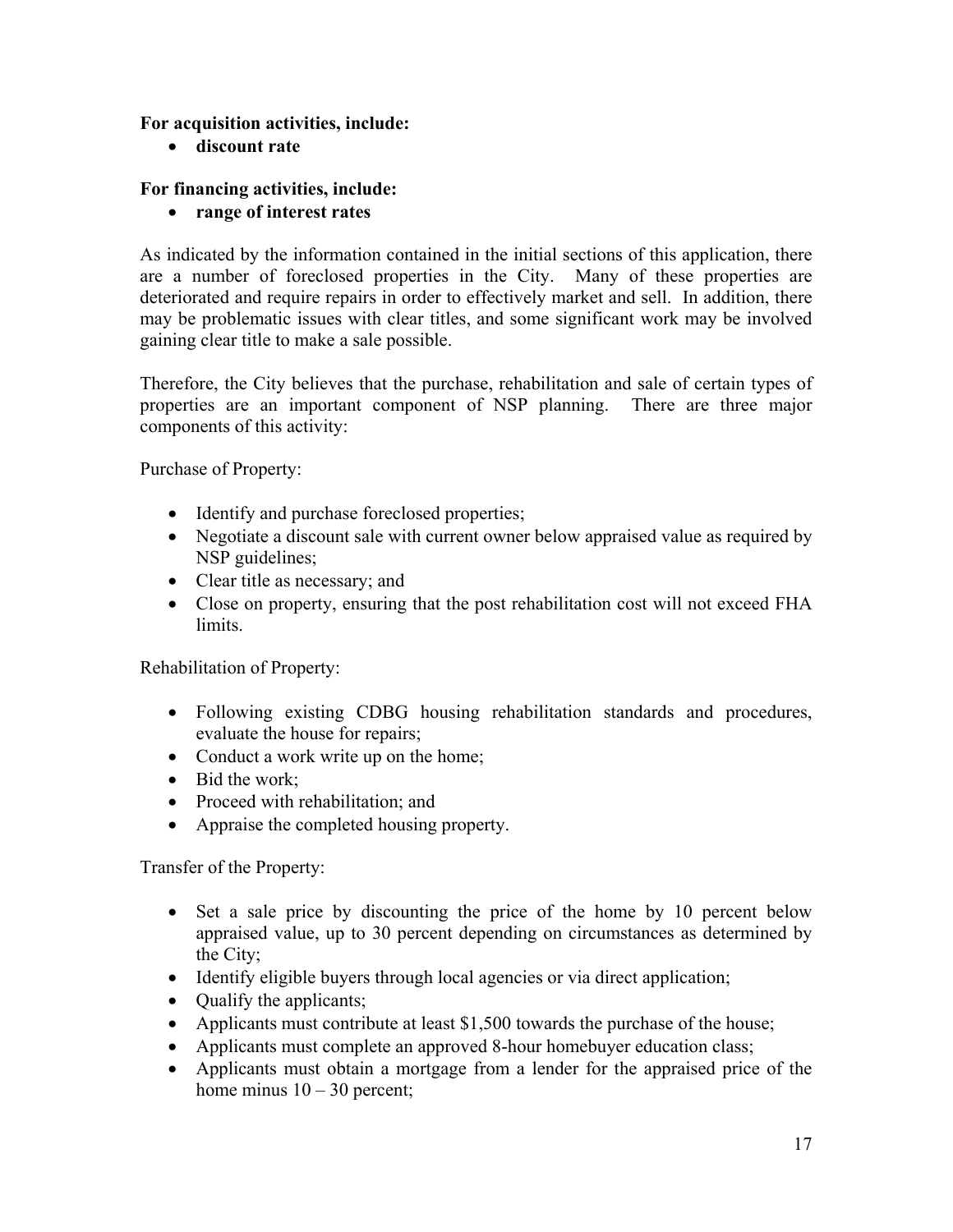**For acquisition activities, include:**

- **discount rate**

**For financing activities, include:**

- **range of interest rates**

As indicated by the information contained in the initial sections of this application, there are a number of foreclosed properties in the City. Many of these properties are deteriorated and require repairs in order to effectively market and sell. In addition, there may be problematic issues with clear titles, and some significant work may be involved gaining clear title to make a sale possible.

Therefore, the City believes that the purchase, rehabilitation and sale of certain types of properties are an important component of NSP planning. There are three major components of this activity:

Purchase of Property:

- Identify and purchase foreclosed properties;
- Negotiate a discount sale with current owner below appraised value as required by NSP guidelines;
- Clear title as necessary; and
- Close on property, ensuring that the post rehabilitation cost will not exceed FHA limits.

Rehabilitation of Property:

- Following existing CDBG housing rehabilitation standards and procedures, evaluate the house for repairs;
- Conduct a work write up on the home;
- Bid the work;
- Proceed with rehabilitation; and
- Appraise the completed housing property.

Transfer of the Property:

- Set a sale price by discounting the price of the home by 10 percent below appraised value, up to 30 percent depending on circumstances as determined by the City;
- Identify eligible buyers through local agencies or via direct application;
- Qualify the applicants;
- Applicants must contribute at least $1,500 towards the purchase of the house;
- Applicants must complete an approved 8-hour homebuyer education class;
- Applicants must obtain a mortgage from a lender for the appraised price of the home minus 10 – 30 percent;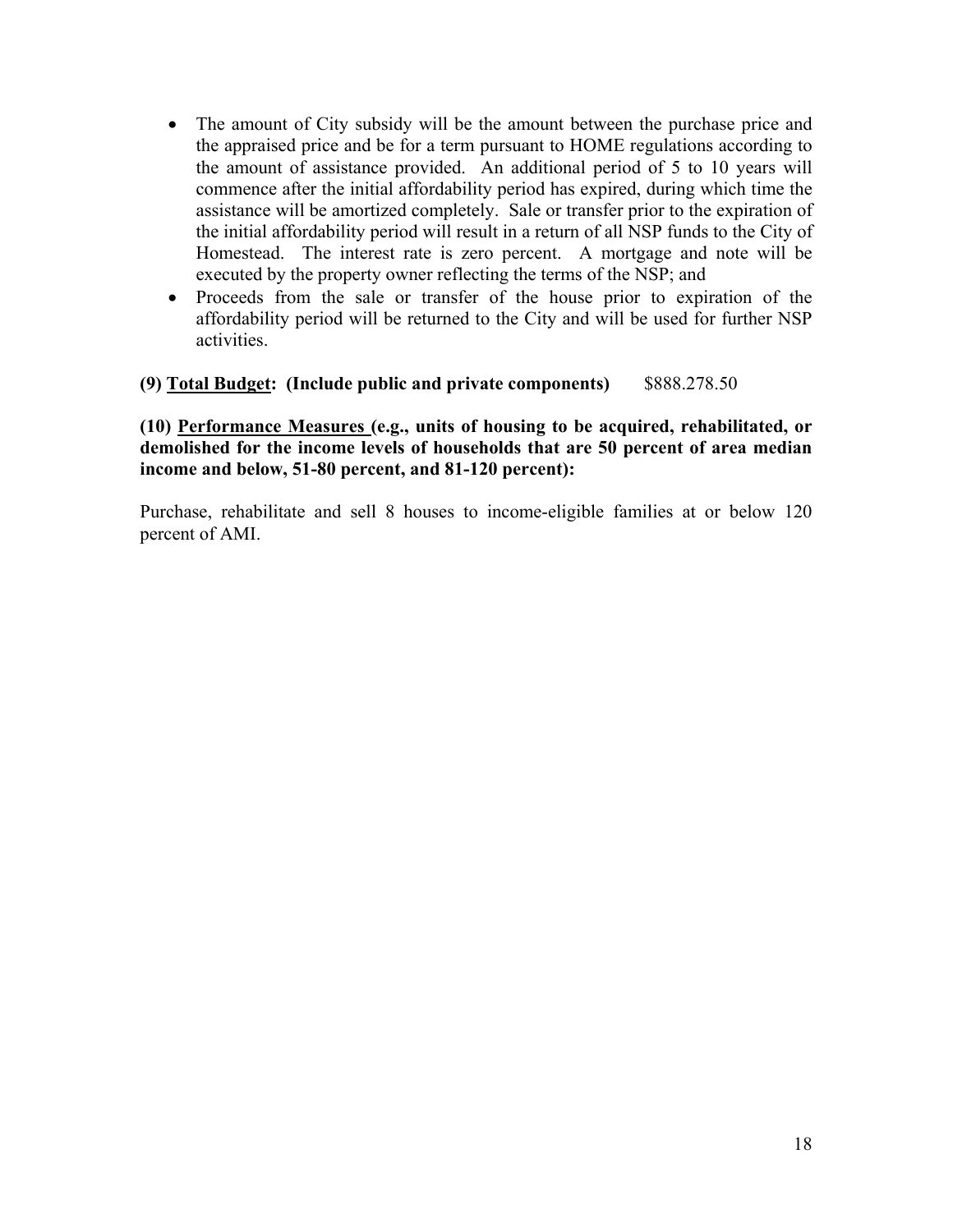- The amount of City subsidy will be the amount between the purchase price and the appraised price and be for a term pursuant to HOME regulations according to the amount of assistance provided. An additional period of 5 to 10 years will commence after the initial affordability period has expired, during which time the assistance will be amortized completely. Sale or transfer prior to the expiration of the initial affordability period will result in a return of all NSP funds to the City of Homestead. The interest rate is zero percent. A mortgage and note will be executed by the property owner reflecting the terms of the NSP; and
- Proceeds from the sale or transfer of the house prior to expiration of the affordability period will be returned to the City and will be used for further NSP activities.

**(9) <u>Total Budget</u>: (Include public and private components)** $888.278.50

**(10) <u>Performance Measures</u> (e.g., units of housing to be acquired, rehabilitated, or demolished for the income levels of households that are 50 percent of area median income and below, 51-80 percent, and 81-120 percent):**

Purchase, rehabilitate and sell 8 houses to income-eligible families at or below 120 percent of AMI.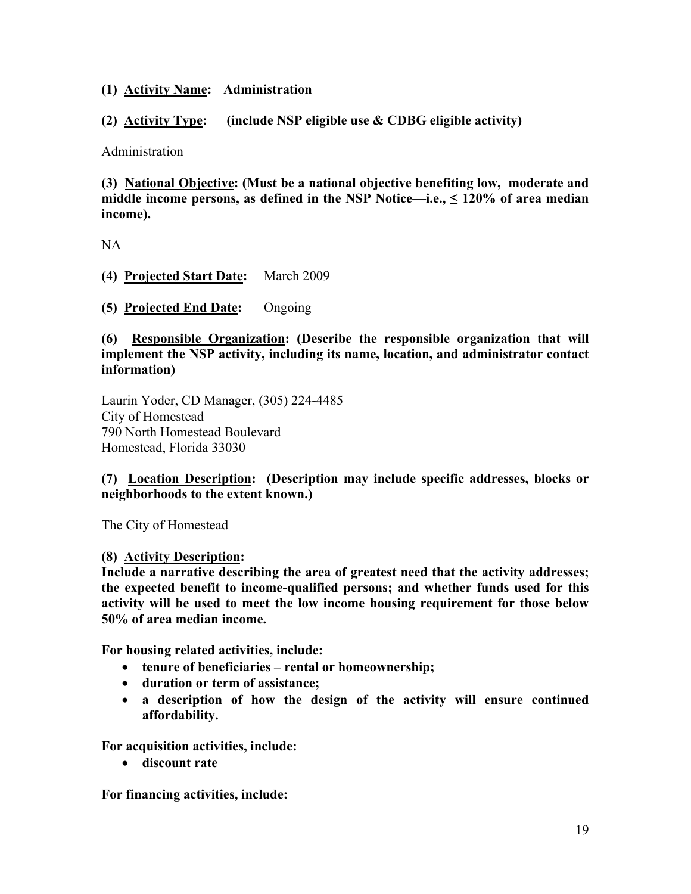**(1) <u>Activity Name</u>: Administration**

**(2) <u>Activity Type</u>: (include NSP eligible use & CDBG eligible activity)**

Administration

**(3) <u>National Objective</u>: (Must be a national objective benefiting low, moderate and middle income persons, as defined in the NSP Notice—i.e., ≤ 120% of area median income).**

NA

**(4) <u>Projected Start Date</u>:** March 2009

**(5) <u>Projected End Date</u>:** Ongoing

**(6) <u>Responsible Organization</u>: (Describe the responsible organization that will implement the NSP activity, including its name, location, and administrator contact information)**

Laurin Yoder, CD Manager, (305) 224-4485
City of Homestead
790 North Homestead Boulevard
Homestead, Florida 33030

**(7) <u>Location Description</u>: (Description may include specific addresses, blocks or neighborhoods to the extent known.)**

The City of Homestead

**(8) <u>Activity Description</u>:**
**Include a narrative describing the area of greatest need that the activity addresses; the expected benefit to income-qualified persons; and whether funds used for this activity will be used to meet the low income housing requirement for those below 50% of area median income.**

**For housing related activities, include:**

- **tenure of beneficiaries – rental or homeownership;**
- **duration or term of assistance;**
- **a description of how the design of the activity will ensure continued affordability.**

**For acquisition activities, include:**

- **discount rate**

**For financing activities, include:**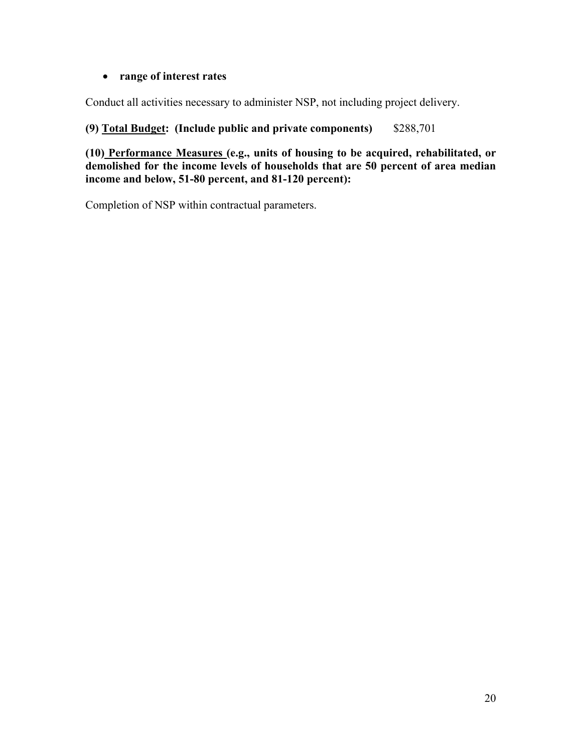- **range of interest rates**

Conduct all activities necessary to administer NSP, not including project delivery.

**(9) Total Budget: (Include public and private components)** $288,701

**(10) Performance Measures (e.g., units of housing to be acquired, rehabilitated, or demolished for the income levels of households that are 50 percent of area median income and below, 51-80 percent, and 81-120 percent):**

Completion of NSP within contractual parameters.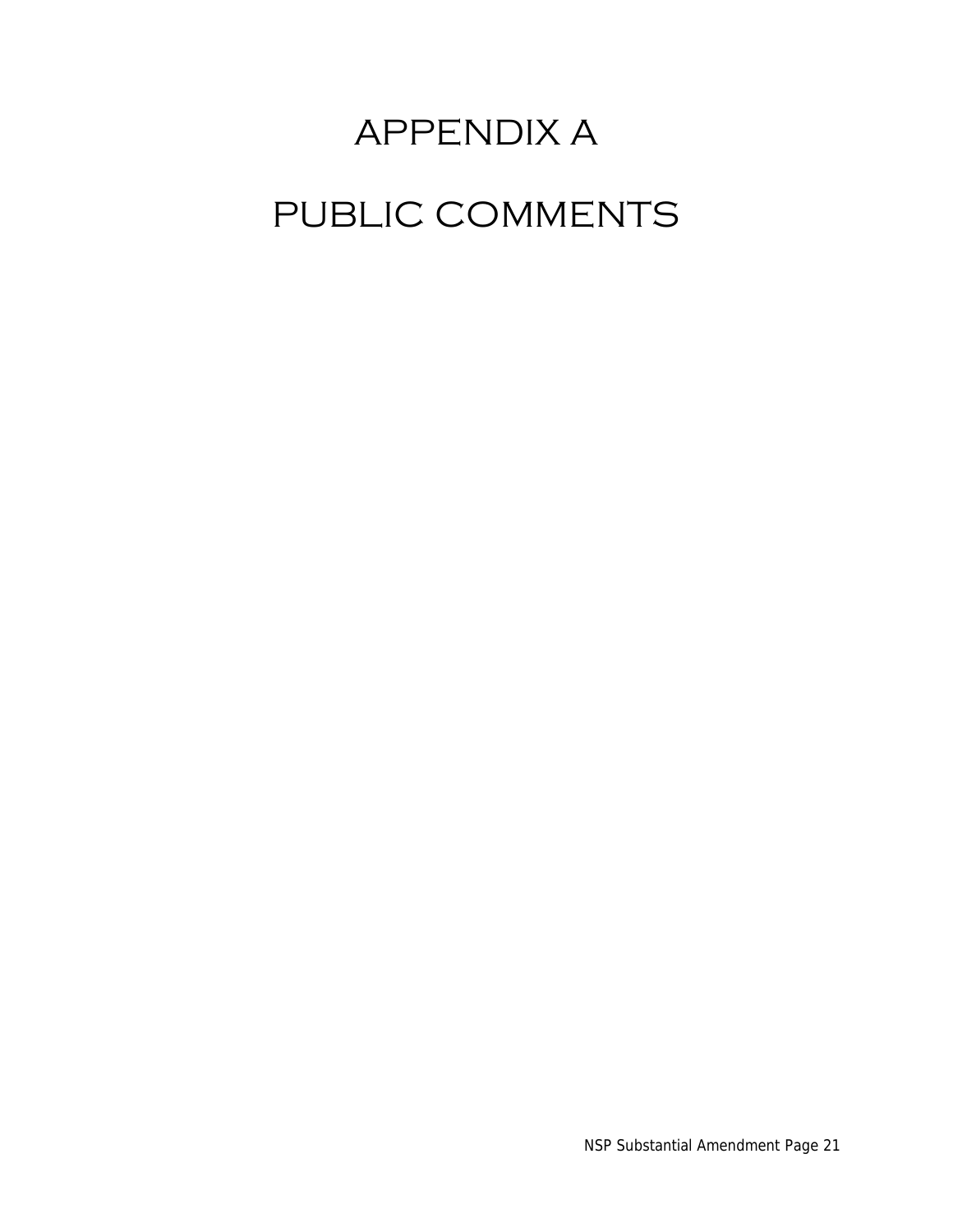# APPENDIX A

# PUBLIC COMMENTS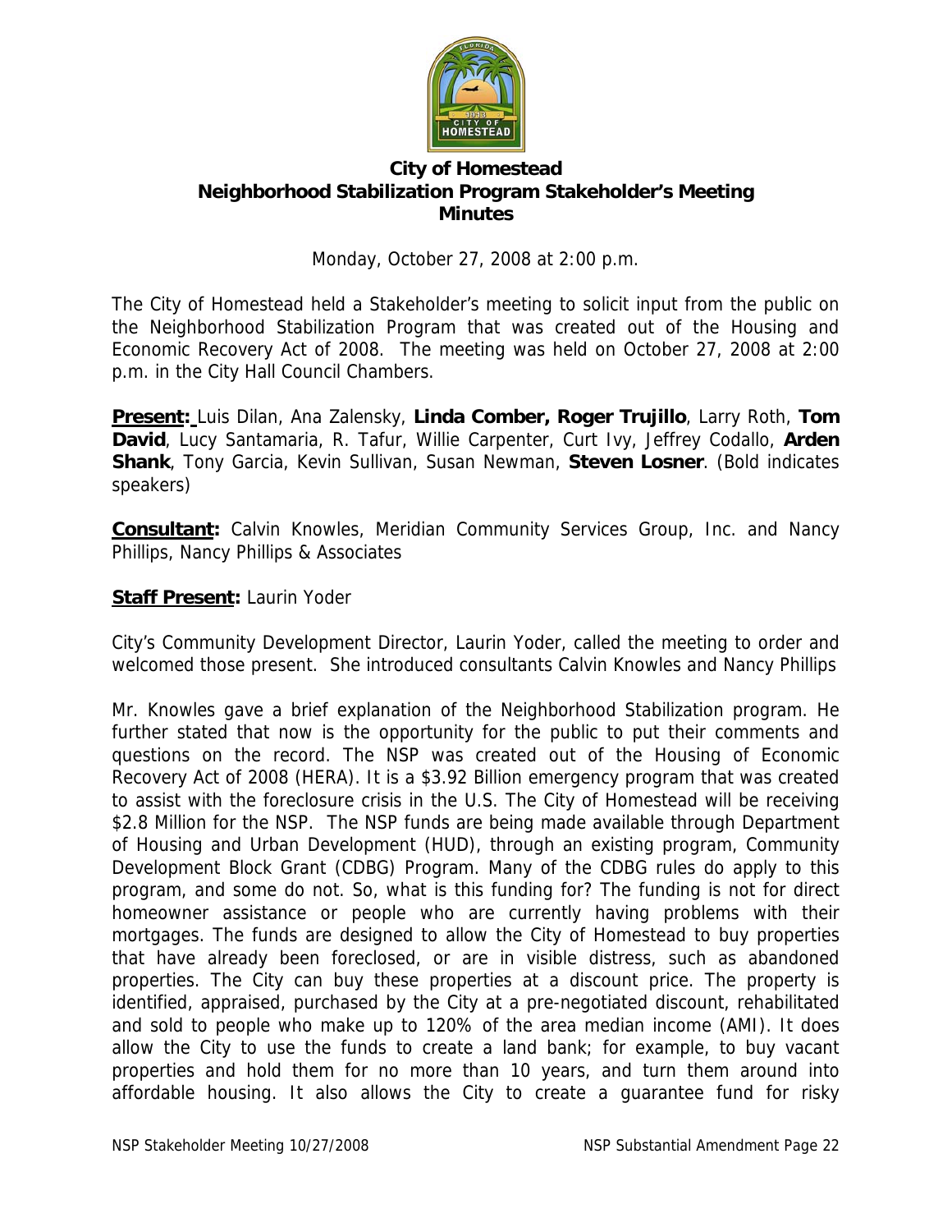# City of Homestead
## Neighborhood Stabilization Program Stakeholder's Meeting
## Minutes

Monday, October 27, 2008 at 2:00 p.m.

The City of Homestead held a Stakeholder's meeting to solicit input from the public on the Neighborhood Stabilization Program that was created out of the Housing and Economic Recovery Act of 2008. The meeting was held on October 27, 2008 at 2:00 p.m. in the City Hall Council Chambers.

**Present:** Luis Dilan, Ana Zalensky, **Linda Comber, Roger Trujillo**, Larry Roth, **Tom David**, Lucy Santamaria, R. Tafur, Willie Carpenter, Curt Ivy, Jeffrey Codallo, **Arden Shank**, Tony Garcia, Kevin Sullivan, Susan Newman, **Steven Losner**. (Bold indicates speakers)

**Consultant:** Calvin Knowles, Meridian Community Services Group, Inc. and Nancy Phillips, Nancy Phillips & Associates

**Staff Present:** Laurin Yoder

City's Community Development Director, Laurin Yoder, called the meeting to order and welcomed those present. She introduced consultants Calvin Knowles and Nancy Phillips

Mr. Knowles gave a brief explanation of the Neighborhood Stabilization program. He further stated that now is the opportunity for the public to put their comments and questions on the record. The NSP was created out of the Housing of Economic Recovery Act of 2008 (HERA). It is a $3.92 Billion emergency program that was created to assist with the foreclosure crisis in the U.S. The City of Homestead will be receiving $2.8 Million for the NSP. The NSP funds are being made available through Department of Housing and Urban Development (HUD), through an existing program, Community Development Block Grant (CDBG) Program. Many of the CDBG rules do apply to this program, and some do not. So, what is this funding for? The funding is not for direct homeowner assistance or people who are currently having problems with their mortgages. The funds are designed to allow the City of Homestead to buy properties that have already been foreclosed, or are in visible distress, such as abandoned properties. The City can buy these properties at a discount price. The property is identified, appraised, purchased by the City at a pre-negotiated discount, rehabilitated and sold to people who make up to 120% of the area median income (AMI). It does allow the City to use the funds to create a land bank; for example, to buy vacant properties and hold them for no more than 10 years, and turn them around into affordable housing. It also allows the City to create a guarantee fund for risky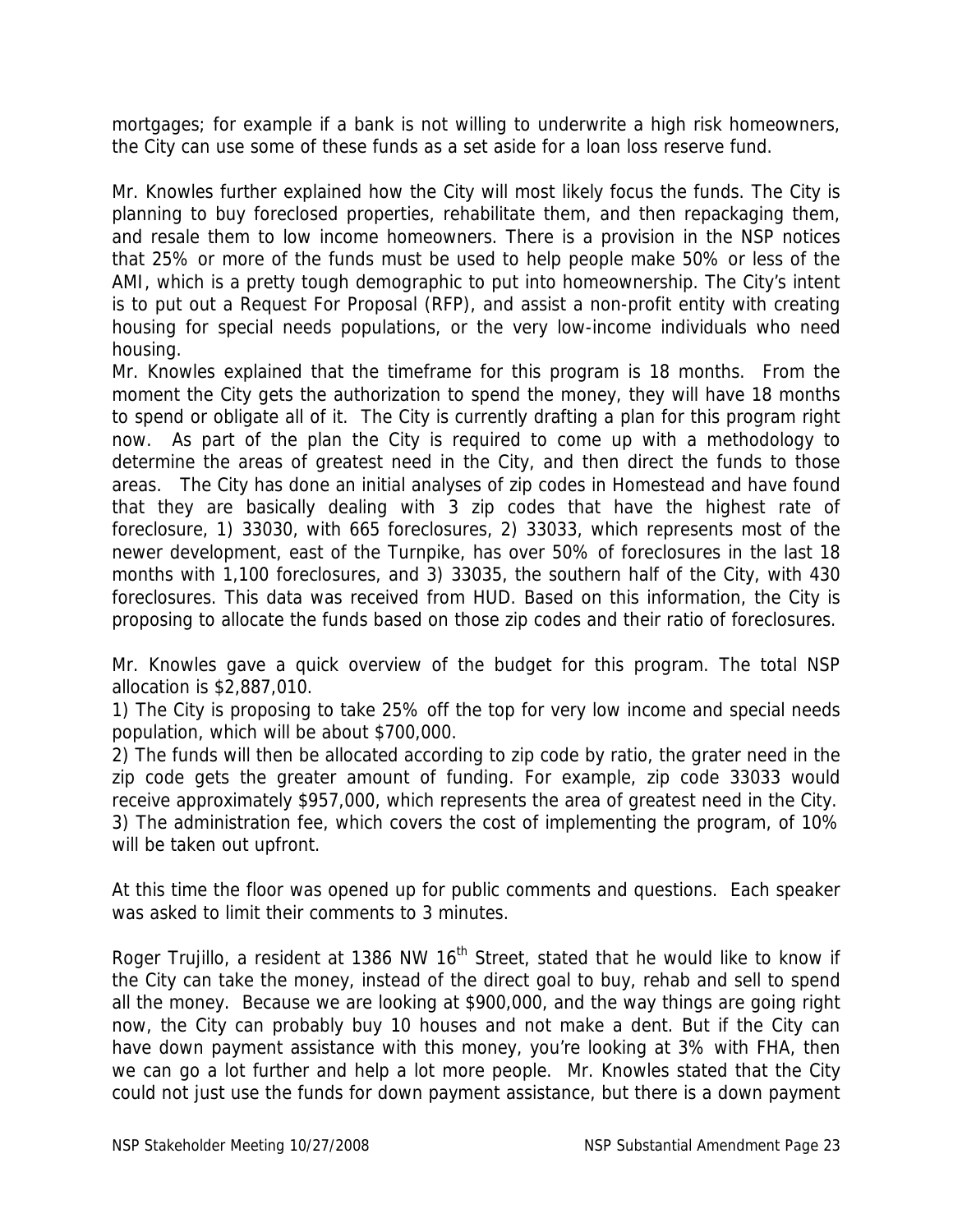mortgages; for example if a bank is not willing to underwrite a high risk homeowners, the City can use some of these funds as a set aside for a loan loss reserve fund.

Mr. Knowles further explained how the City will most likely focus the funds. The City is planning to buy foreclosed properties, rehabilitate them, and then repackaging them, and resale them to low income homeowners. There is a provision in the NSP notices that 25% or more of the funds must be used to help people make 50% or less of the AMI, which is a pretty tough demographic to put into homeownership. The City's intent is to put out a Request For Proposal (RFP), and assist a non-profit entity with creating housing for special needs populations, or the very low-income individuals who need housing.

Mr. Knowles explained that the timeframe for this program is 18 months. From the moment the City gets the authorization to spend the money, they will have 18 months to spend or obligate all of it. The City is currently drafting a plan for this program right now. As part of the plan the City is required to come up with a methodology to determine the areas of greatest need in the City, and then direct the funds to those areas. The City has done an initial analyses of zip codes in Homestead and have found that they are basically dealing with 3 zip codes that have the highest rate of foreclosure, 1) 33030, with 665 foreclosures, 2) 33033, which represents most of the newer development, east of the Turnpike, has over 50% of foreclosures in the last 18 months with 1,100 foreclosures, and 3) 33035, the southern half of the City, with 430 foreclosures. This data was received from HUD. Based on this information, the City is proposing to allocate the funds based on those zip codes and their ratio of foreclosures.

Mr. Knowles gave a quick overview of the budget for this program. The total NSP allocation is $2,887,010.

1) The City is proposing to take 25% off the top for very low income and special needs population, which will be about $700,000.

2) The funds will then be allocated according to zip code by ratio, the grater need in the zip code gets the greater amount of funding. For example, zip code 33033 would receive approximately $957,000, which represents the area of greatest need in the City.

3) The administration fee, which covers the cost of implementing the program, of 10% will be taken out upfront.

At this time the floor was opened up for public comments and questions. Each speaker was asked to limit their comments to 3 minutes.

Roger Trujillo, a resident at 1386 NW 16th Street, stated that he would like to know if the City can take the money, instead of the direct goal to buy, rehab and sell to spend all the money. Because we are looking at $900,000, and the way things are going right now, the City can probably buy 10 houses and not make a dent. But if the City can have down payment assistance with this money, you're looking at 3% with FHA, then we can go a lot further and help a lot more people. Mr. Knowles stated that the City could not just use the funds for down payment assistance, but there is a down payment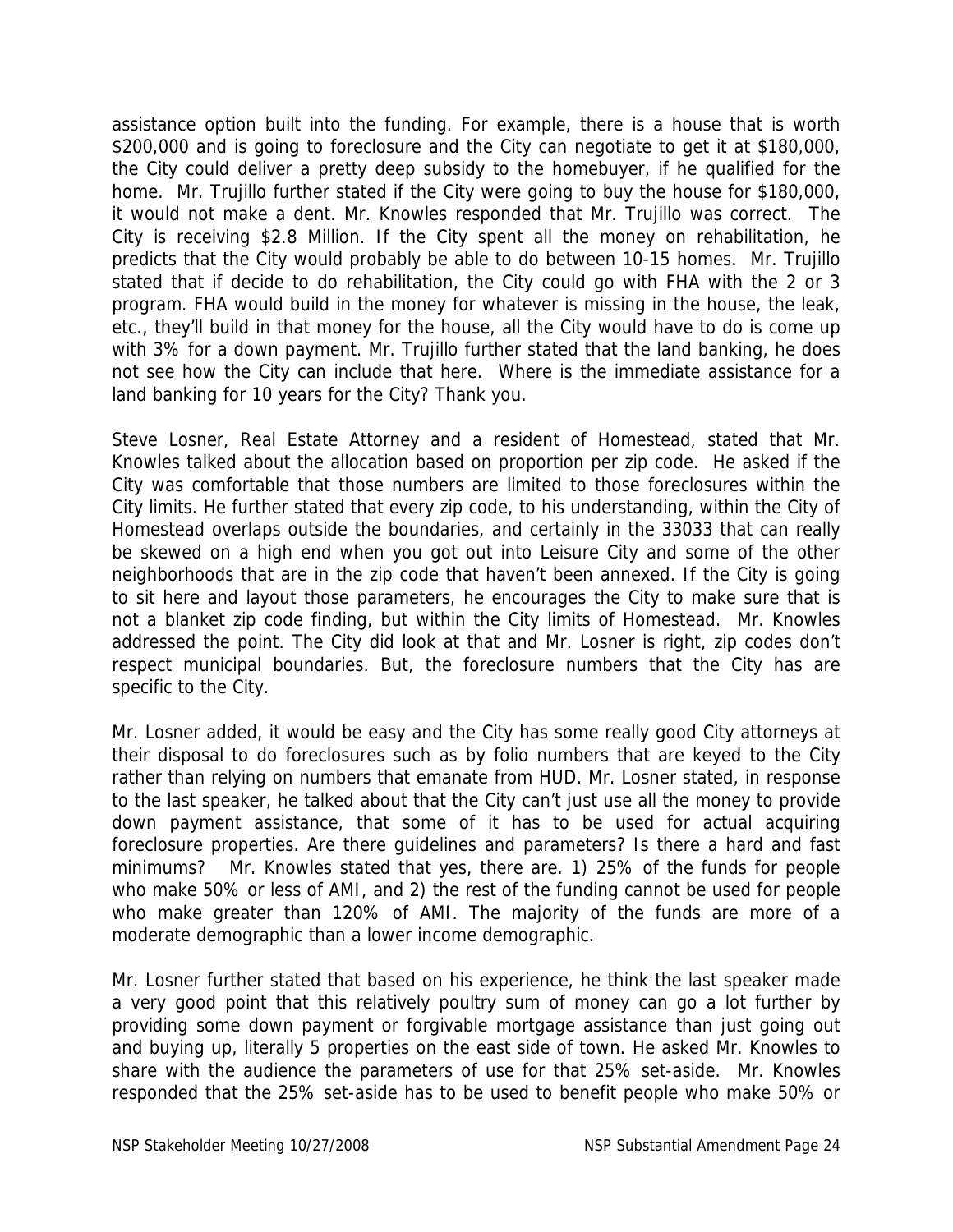assistance option built into the funding. For example, there is a house that is worth $200,000 and is going to foreclosure and the City can negotiate to get it at $180,000, the City could deliver a pretty deep subsidy to the homebuyer, if he qualified for the home. Mr. Trujillo further stated if the City were going to buy the house for $180,000, it would not make a dent. Mr. Knowles responded that Mr. Trujillo was correct. The City is receiving $2.8 Million. If the City spent all the money on rehabilitation, he predicts that the City would probably be able to do between 10-15 homes. Mr. Trujillo stated that if decide to do rehabilitation, the City could go with FHA with the 2 or 3 program. FHA would build in the money for whatever is missing in the house, the leak, etc., they'll build in that money for the house, all the City would have to do is come up with 3% for a down payment. Mr. Trujillo further stated that the land banking, he does not see how the City can include that here. Where is the immediate assistance for a land banking for 10 years for the City? Thank you.

Steve Losner, Real Estate Attorney and a resident of Homestead, stated that Mr. Knowles talked about the allocation based on proportion per zip code. He asked if the City was comfortable that those numbers are limited to those foreclosures within the City limits. He further stated that every zip code, to his understanding, within the City of Homestead overlaps outside the boundaries, and certainly in the 33033 that can really be skewed on a high end when you got out into Leisure City and some of the other neighborhoods that are in the zip code that haven't been annexed. If the City is going to sit here and layout those parameters, he encourages the City to make sure that is not a blanket zip code finding, but within the City limits of Homestead. Mr. Knowles addressed the point. The City did look at that and Mr. Losner is right, zip codes don't respect municipal boundaries. But, the foreclosure numbers that the City has are specific to the City.

Mr. Losner added, it would be easy and the City has some really good City attorneys at their disposal to do foreclosures such as by folio numbers that are keyed to the City rather than relying on numbers that emanate from HUD. Mr. Losner stated, in response to the last speaker, he talked about that the City can't just use all the money to provide down payment assistance, that some of it has to be used for actual acquiring foreclosure properties. Are there guidelines and parameters? Is there a hard and fast minimums? Mr. Knowles stated that yes, there are. 1) 25% of the funds for people who make 50% or less of AMI, and 2) the rest of the funding cannot be used for people who make greater than 120% of AMI. The majority of the funds are more of a moderate demographic than a lower income demographic.

Mr. Losner further stated that based on his experience, he think the last speaker made a very good point that this relatively poultry sum of money can go a lot further by providing some down payment or forgivable mortgage assistance than just going out and buying up, literally 5 properties on the east side of town. He asked Mr. Knowles to share with the audience the parameters of use for that 25% set-aside. Mr. Knowles responded that the 25% set-aside has to be used to benefit people who make 50% or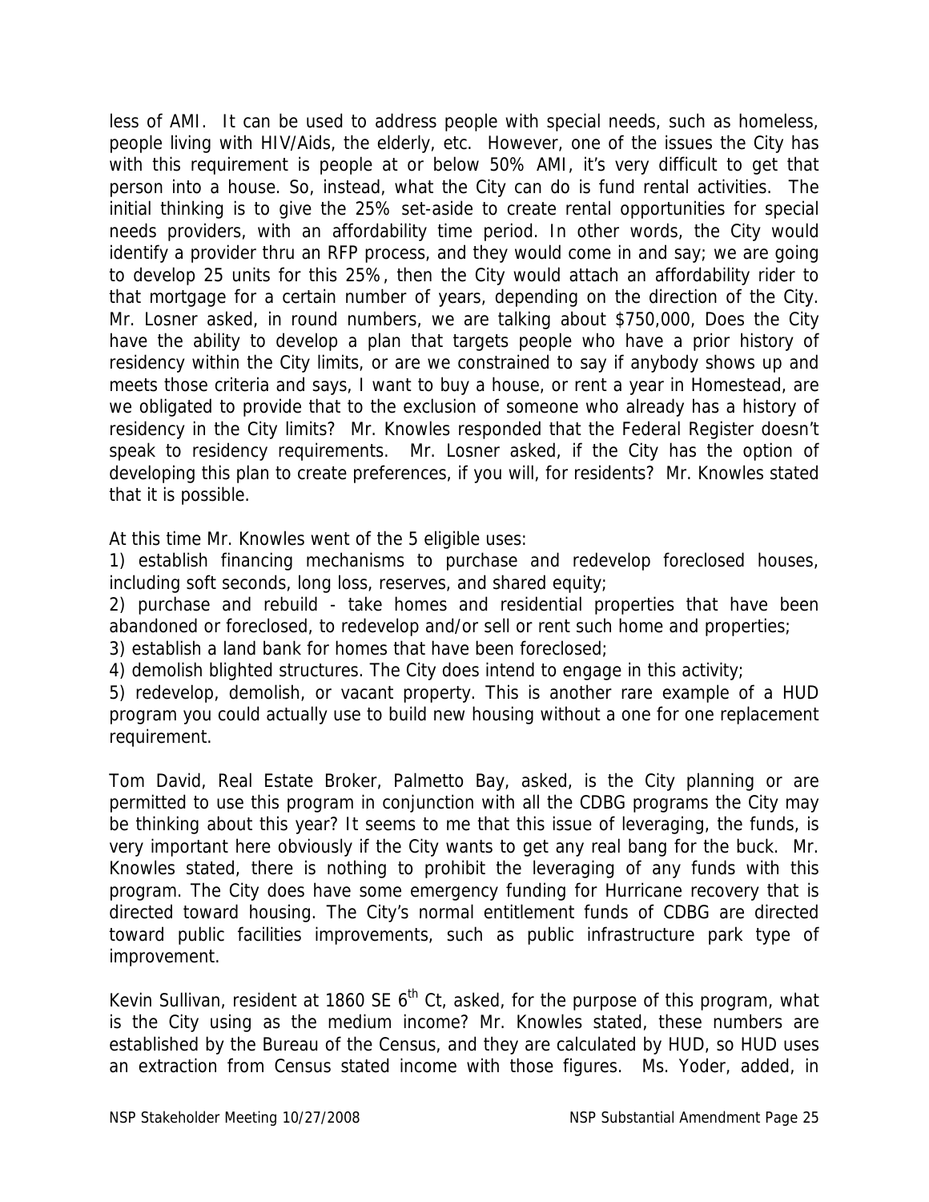less of AMI. It can be used to address people with special needs, such as homeless, people living with HIV/Aids, the elderly, etc. However, one of the issues the City has with this requirement is people at or below 50% AMI, it's very difficult to get that person into a house. So, instead, what the City can do is fund rental activities. The initial thinking is to give the 25% set-aside to create rental opportunities for special needs providers, with an affordability time period. In other words, the City would identify a provider thru an RFP process, and they would come in and say; we are going to develop 25 units for this 25%, then the City would attach an affordability rider to that mortgage for a certain number of years, depending on the direction of the City. Mr. Losner asked, in round numbers, we are talking about $750,000, Does the City have the ability to develop a plan that targets people who have a prior history of residency within the City limits, or are we constrained to say if anybody shows up and meets those criteria and says, I want to buy a house, or rent a year in Homestead, are we obligated to provide that to the exclusion of someone who already has a history of residency in the City limits? Mr. Knowles responded that the Federal Register doesn't speak to residency requirements. Mr. Losner asked, if the City has the option of developing this plan to create preferences, if you will, for residents? Mr. Knowles stated that it is possible.

At this time Mr. Knowles went of the 5 eligible uses:

1) establish financing mechanisms to purchase and redevelop foreclosed houses, including soft seconds, long loss, reserves, and shared equity;
2) purchase and rebuild - take homes and residential properties that have been abandoned or foreclosed, to redevelop and/or sell or rent such home and properties;
3) establish a land bank for homes that have been foreclosed;
4) demolish blighted structures. The City does intend to engage in this activity;
5) redevelop, demolish, or vacant property. This is another rare example of a HUD program you could actually use to build new housing without a one for one replacement requirement.

Tom David, Real Estate Broker, Palmetto Bay, asked, is the City planning or are permitted to use this program in conjunction with all the CDBG programs the City may be thinking about this year? It seems to me that this issue of leveraging, the funds, is very important here obviously if the City wants to get any real bang for the buck. Mr. Knowles stated, there is nothing to prohibit the leveraging of any funds with this program. The City does have some emergency funding for Hurricane recovery that is directed toward housing. The City's normal entitlement funds of CDBG are directed toward public facilities improvements, such as public infrastructure park type of improvement.

Kevin Sullivan, resident at 1860 SE 6th Ct, asked, for the purpose of this program, what is the City using as the medium income? Mr. Knowles stated, these numbers are established by the Bureau of the Census, and they are calculated by HUD, so HUD uses an extraction from Census stated income with those figures. Ms. Yoder, added, in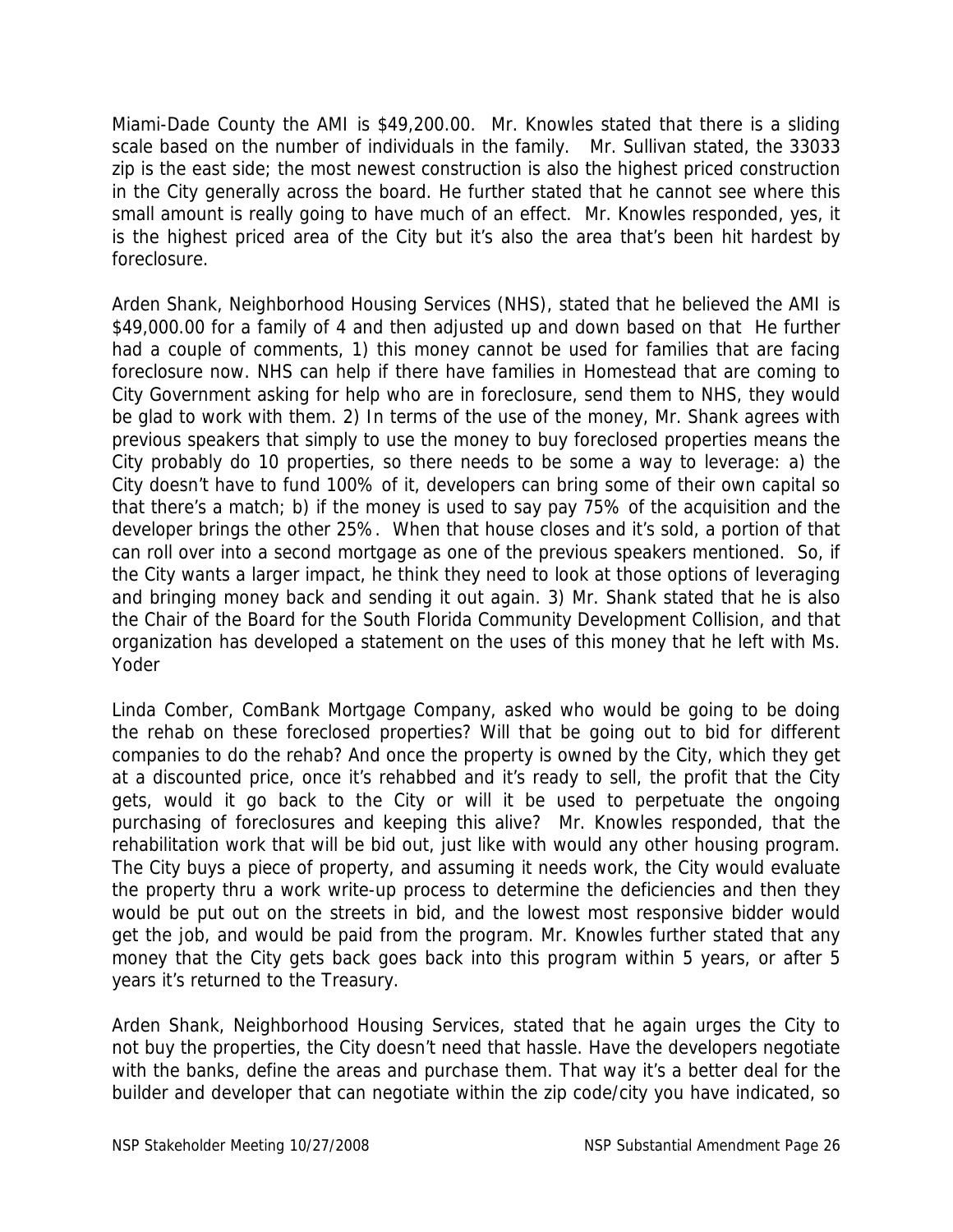Miami-Dade County the AMI is $49,200.00. Mr. Knowles stated that there is a sliding scale based on the number of individuals in the family. Mr. Sullivan stated, the 33033 zip is the east side; the most newest construction is also the highest priced construction in the City generally across the board. He further stated that he cannot see where this small amount is really going to have much of an effect. Mr. Knowles responded, yes, it is the highest priced area of the City but it's also the area that's been hit hardest by foreclosure.

Arden Shank, Neighborhood Housing Services (NHS), stated that he believed the AMI is $49,000.00 for a family of 4 and then adjusted up and down based on that He further had a couple of comments, 1) this money cannot be used for families that are facing foreclosure now. NHS can help if there have families in Homestead that are coming to City Government asking for help who are in foreclosure, send them to NHS, they would be glad to work with them. 2) In terms of the use of the money, Mr. Shank agrees with previous speakers that simply to use the money to buy foreclosed properties means the City probably do 10 properties, so there needs to be some a way to leverage: a) the City doesn't have to fund 100% of it, developers can bring some of their own capital so that there's a match; b) if the money is used to say pay 75% of the acquisition and the developer brings the other 25%. When that house closes and it's sold, a portion of that can roll over into a second mortgage as one of the previous speakers mentioned. So, if the City wants a larger impact, he think they need to look at those options of leveraging and bringing money back and sending it out again. 3) Mr. Shank stated that he is also the Chair of the Board for the South Florida Community Development Collision, and that organization has developed a statement on the uses of this money that he left with Ms. Yoder

Linda Comber, ComBank Mortgage Company, asked who would be going to be doing the rehab on these foreclosed properties? Will that be going out to bid for different companies to do the rehab? And once the property is owned by the City, which they get at a discounted price, once it's rehabbed and it's ready to sell, the profit that the City gets, would it go back to the City or will it be used to perpetuate the ongoing purchasing of foreclosures and keeping this alive? Mr. Knowles responded, that the rehabilitation work that will be bid out, just like with would any other housing program. The City buys a piece of property, and assuming it needs work, the City would evaluate the property thru a work write-up process to determine the deficiencies and then they would be put out on the streets in bid, and the lowest most responsive bidder would get the job, and would be paid from the program. Mr. Knowles further stated that any money that the City gets back goes back into this program within 5 years, or after 5 years it's returned to the Treasury.

Arden Shank, Neighborhood Housing Services, stated that he again urges the City to not buy the properties, the City doesn't need that hassle. Have the developers negotiate with the banks, define the areas and purchase them. That way it's a better deal for the builder and developer that can negotiate within the zip code/city you have indicated, so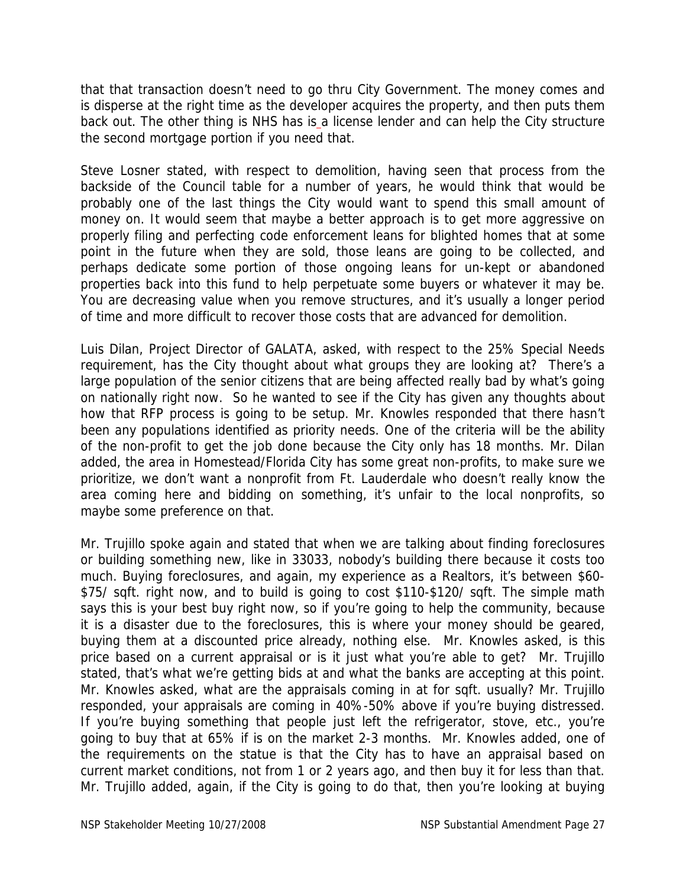that that transaction doesn't need to go thru City Government. The money comes and is disperse at the right time as the developer acquires the property, and then puts them back out. The other thing is NHS has is a license lender and can help the City structure the second mortgage portion if you need that.

Steve Losner stated, with respect to demolition, having seen that process from the backside of the Council table for a number of years, he would think that would be probably one of the last things the City would want to spend this small amount of money on. It would seem that maybe a better approach is to get more aggressive on properly filing and perfecting code enforcement leans for blighted homes that at some point in the future when they are sold, those leans are going to be collected, and perhaps dedicate some portion of those ongoing leans for un-kept or abandoned properties back into this fund to help perpetuate some buyers or whatever it may be. You are decreasing value when you remove structures, and it's usually a longer period of time and more difficult to recover those costs that are advanced for demolition.

Luis Dilan, Project Director of GALATA, asked, with respect to the 25% Special Needs requirement, has the City thought about what groups they are looking at? There's a large population of the senior citizens that are being affected really bad by what's going on nationally right now. So he wanted to see if the City has given any thoughts about how that RFP process is going to be setup. Mr. Knowles responded that there hasn't been any populations identified as priority needs. One of the criteria will be the ability of the non-profit to get the job done because the City only has 18 months. Mr. Dilan added, the area in Homestead/Florida City has some great non-profits, to make sure we prioritize, we don't want a nonprofit from Ft. Lauderdale who doesn't really know the area coming here and bidding on something, it's unfair to the local nonprofits, so maybe some preference on that.

Mr. Trujillo spoke again and stated that when we are talking about finding foreclosures or building something new, like in 33033, nobody's building there because it costs too much. Buying foreclosures, and again, my experience as a Realtors, it's between $60-$75/ sqft. right now, and to build is going to cost $110-$120/ sqft. The simple math says this is your best buy right now, so if you're going to help the community, because it is a disaster due to the foreclosures, this is where your money should be geared, buying them at a discounted price already, nothing else. Mr. Knowles asked, is this price based on a current appraisal or is it just what you're able to get? Mr. Trujillo stated, that's what we're getting bids at and what the banks are accepting at this point. Mr. Knowles asked, what are the appraisals coming in at for sqft. usually? Mr. Trujillo responded, your appraisals are coming in 40%-50% above if you're buying distressed. If you're buying something that people just left the refrigerator, stove, etc., you're going to buy that at 65% if is on the market 2-3 months. Mr. Knowles added, one of the requirements on the statue is that the City has to have an appraisal based on current market conditions, not from 1 or 2 years ago, and then buy it for less than that. Mr. Trujillo added, again, if the City is going to do that, then you're looking at buying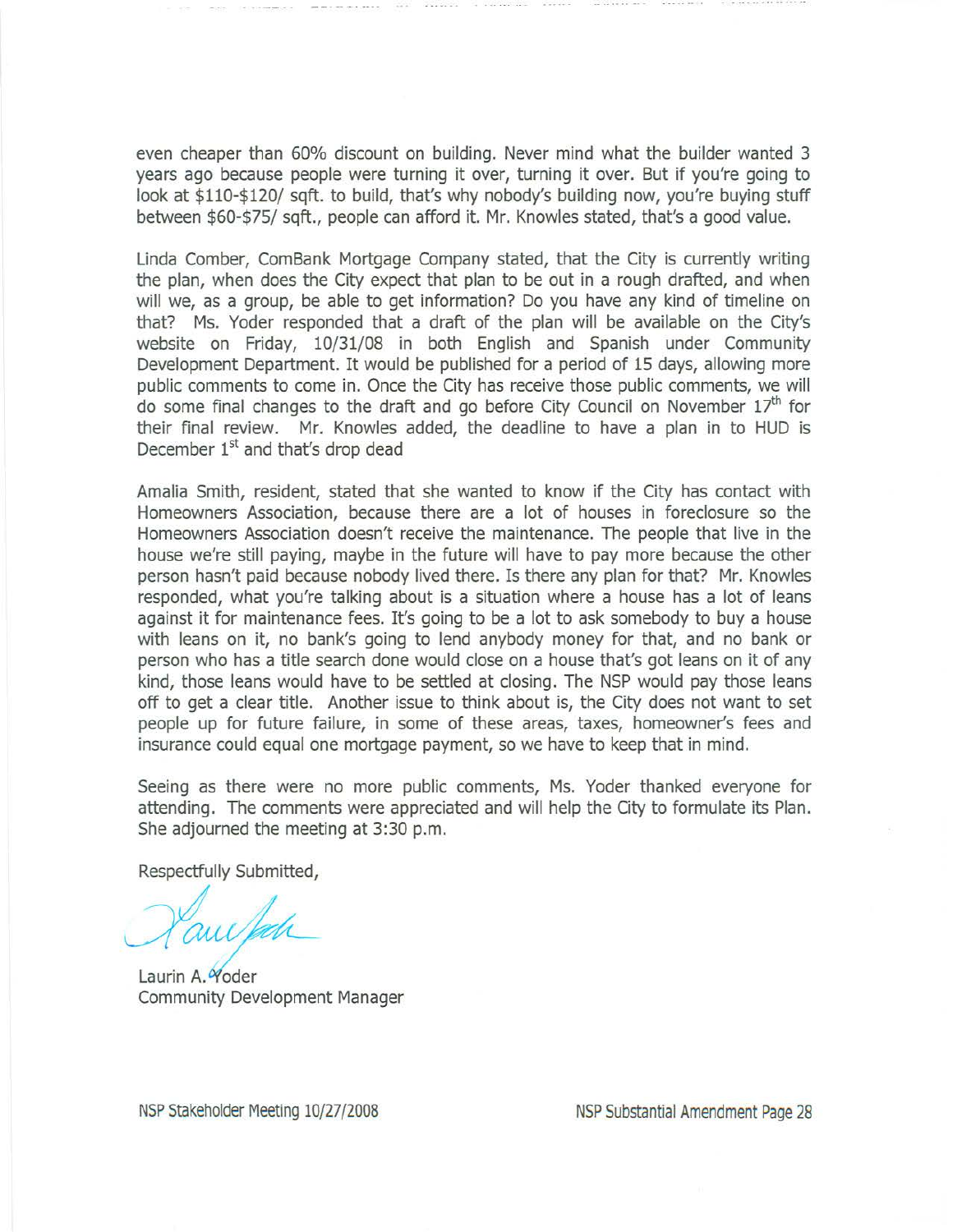even cheaper than 60% discount on building. Never mind what the builder wanted 3 years ago because people were turning it over, turning it over. But if you're going to look at $110-$120/ sqft. to build, that's why nobody's building now, you're buying stuff between $60-$75/ sqft., people can afford it. Mr. Knowles stated, that's a good value.

Linda Comber, ComBank Mortgage Company stated, that the City is currently writing the plan, when does the City expect that plan to be out in a rough drafted, and when will we, as a group, be able to get information? Do you have any kind of timeline on that? Ms. Yoder responded that a draft of the plan will be available on the City's website on Friday, 10/31/08 in both English and Spanish under Community Development Department. It would be published for a period of 15 days, allowing more public comments to come in. Once the City has receive those public comments, we will do some final changes to the draft and go before City Council on November 17th for their final review. Mr. Knowles added, the deadline to have a plan in to HUD is December 1st and that's drop dead

Amalia Smith, resident, stated that she wanted to know if the City has contact with Homeowners Association, because there are a lot of houses in foreclosure so the Homeowners Association doesn't receive the maintenance. The people that live in the house we're still paying, maybe in the future will have to pay more because the other person hasn't paid because nobody lived there. Is there any plan for that? Mr. Knowles responded, what you're talking about is a situation where a house has a lot of leans against it for maintenance fees. It's going to be a lot to ask somebody to buy a house with leans on it, no bank's going to lend anybody money for that, and no bank or person who has a title search done would close on a house that's got leans on it of any kind, those leans would have to be settled at closing. The NSP would pay those leans off to get a clear title. Another issue to think about is, the City does not want to set people up for future failure, in some of these areas, taxes, homeowner's fees and insurance could equal one mortgage payment, so we have to keep that in mind.

Seeing as there were no more public comments, Ms. Yoder thanked everyone for attending. The comments were appreciated and will help the City to formulate its Plan. She adjourned the meeting at 3:30 p.m.

Respectfully Submitted,

Laurin A. Yoder
Community Development Manager